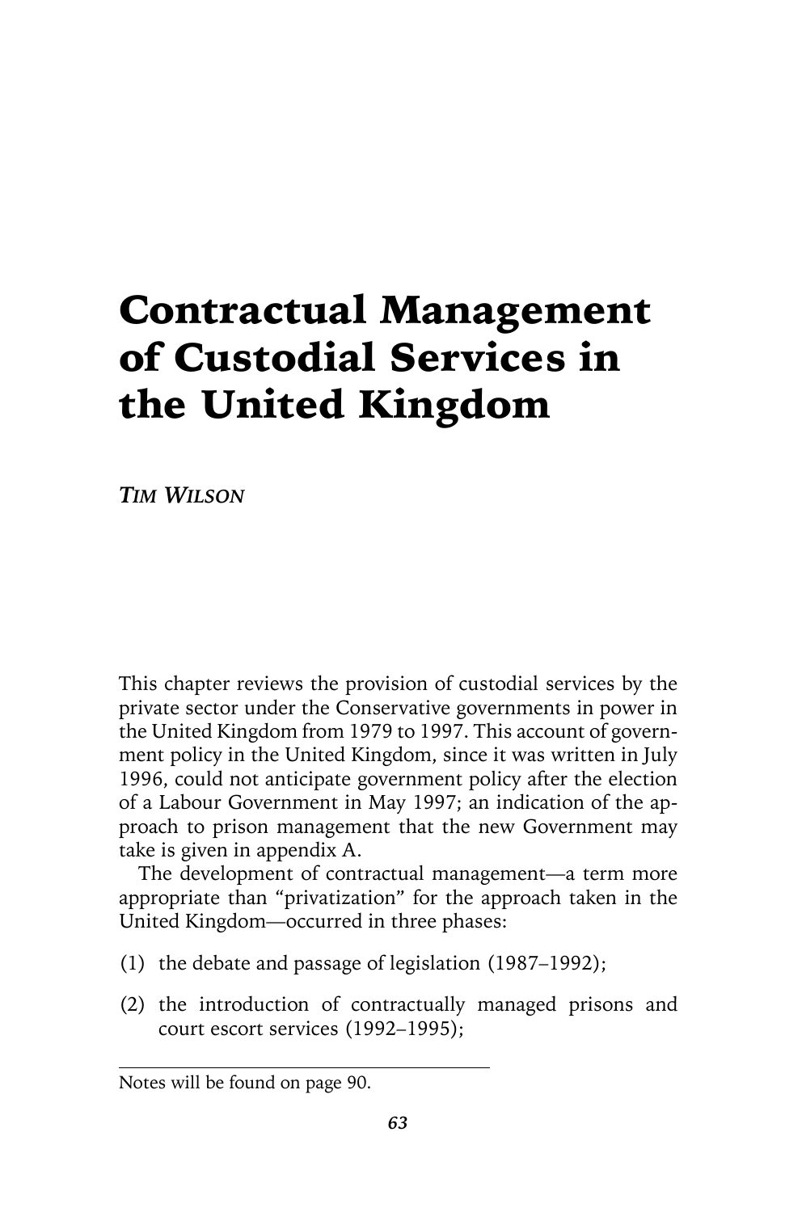# Contractual Management of Custodial Services in the United Kingdom

*Tim Wilson*

This chapter reviews the provision of custodial services by the private sector under the Conservative governments in power in the United Kingdom from 1979 to 1997. This account of government policy in the United Kingdom, since it was written in July 1996, could not anticipate government policy after the election of a Labour Government in May 1997; an indication of the approach to prison management that the new Government may take is given in appendix A.

The development of contractual management—a term more appropriate than "privatization" for the approach taken in the United Kingdom—occurred in three phases:

(1) the debate and passage of legislation (1987–1992);

(2) the introduction of contractually managed prisons and court escort services (1992–1995);

Notes will be found on page 90.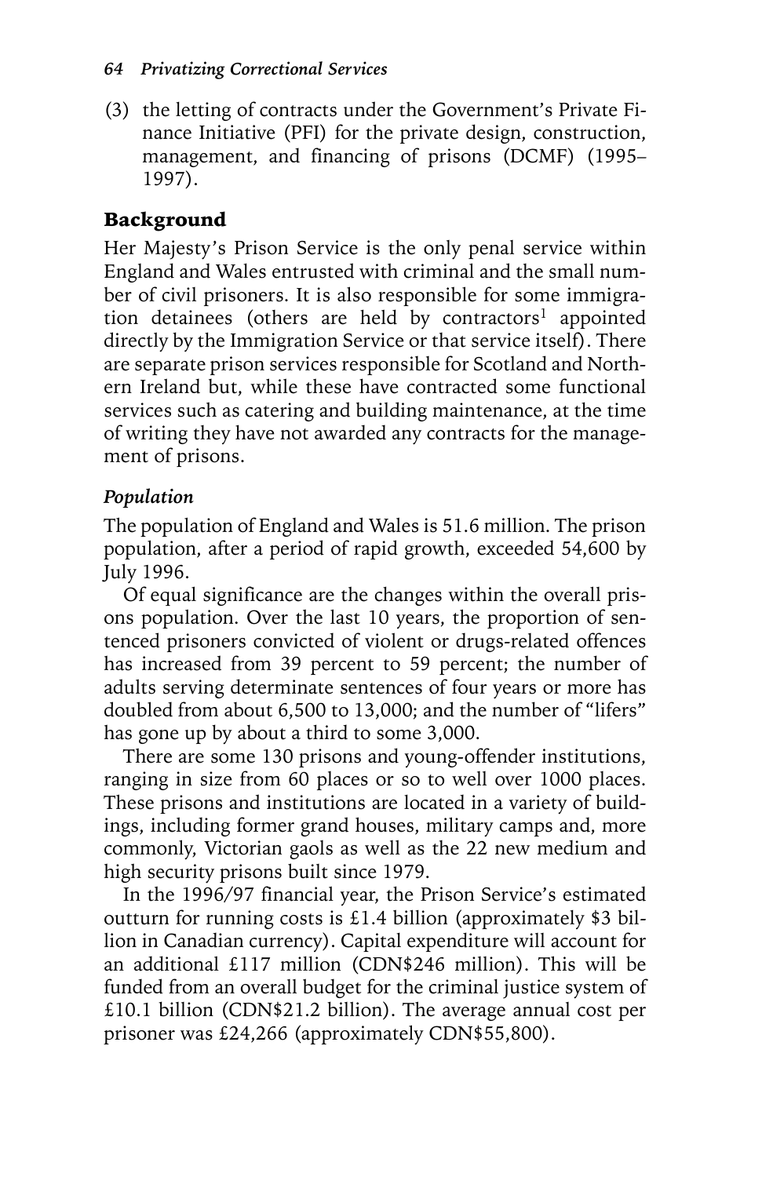(3) the letting of contracts under the Government's Private Finance Initiative (PFI) for the private design, construction, management, and financing of prisons (DCMF) (1995–1997).

## Background

Her Majesty's Prison Service is the only penal service within England and Wales entrusted with criminal and the small number of civil prisoners. It is also responsible for some immigration detainees (others are held by contractors[1] appointed directly by the Immigration Service or that service itself). There are separate prison services responsible for Scotland and Northern Ireland but, while these have contracted some functional services such as catering and building maintenance, at the time of writing they have not awarded any contracts for the management of prisons.

### *Population*

The population of England and Wales is 51.6 million. The prison population, after a period of rapid growth, exceeded 54,600 by July 1996.

Of equal significance are the changes within the overall prisons population. Over the last 10 years, the proportion of sentenced prisoners convicted of violent or drugs-related offences has increased from 39 percent to 59 percent; the number of adults serving determinate sentences of four years or more has doubled from about 6,500 to 13,000; and the number of "lifers" has gone up by about a third to some 3,000.

There are some 130 prisons and young-offender institutions, ranging in size from 60 places or so to well over 1000 places. These prisons and institutions are located in a variety of buildings, including former grand houses, military camps and, more commonly, Victorian gaols as well as the 22 new medium and high security prisons built since 1979.

In the 1996/97 financial year, the Prison Service's estimated outturn for running costs is £1.4 billion (approximately $3 billion in Canadian currency). Capital expenditure will account for an additional £117 million (CDN$246 million). This will be funded from an overall budget for the criminal justice system of £10.1 billion (CDN$21.2 billion). The average annual cost per prisoner was £24,266 (approximately CDN$55,800).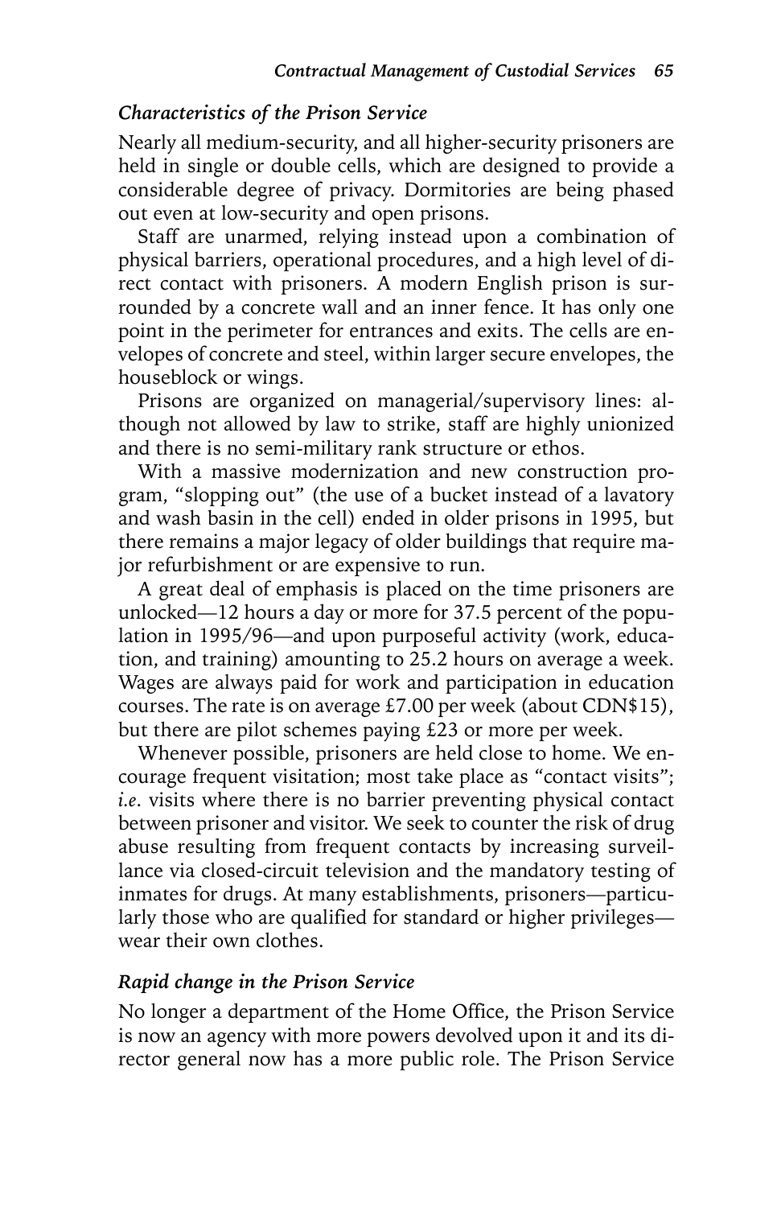### *Characteristics of the Prison Service*

Nearly all medium-security, and all higher-security prisoners are held in single or double cells, which are designed to provide a considerable degree of privacy. Dormitories are being phased out even at low-security and open prisons.

Staff are unarmed, relying instead upon a combination of physical barriers, operational procedures, and a high level of direct contact with prisoners. A modern English prison is surrounded by a concrete wall and an inner fence. It has only one point in the perimeter for entrances and exits. The cells are envelopes of concrete and steel, within larger secure envelopes, the houseblock or wings.

Prisons are organized on managerial/supervisory lines: although not allowed by law to strike, staff are highly unionized and there is no semi-military rank structure or ethos.

With a massive modernization and new construction program, "slopping out" (the use of a bucket instead of a lavatory and wash basin in the cell) ended in older prisons in 1995, but there remains a major legacy of older buildings that require major refurbishment or are expensive to run.

A great deal of emphasis is placed on the time prisoners are unlocked—12 hours a day or more for 37.5 percent of the population in 1995/96—and upon purposeful activity (work, education, and training) amounting to 25.2 hours on average a week. Wages are always paid for work and participation in education courses. The rate is on average £7.00 per week (about CDN$15), but there are pilot schemes paying £23 or more per week.

Whenever possible, prisoners are held close to home. We encourage frequent visitation; most take place as "contact visits"; *i.e.* visits where there is no barrier preventing physical contact between prisoner and visitor. We seek to counter the risk of drug abuse resulting from frequent contacts by increasing surveillance via closed-circuit television and the mandatory testing of inmates for drugs. At many establishments, prisoners—particularly those who are qualified for standard or higher privileges—wear their own clothes.

### *Rapid change in the Prison Service*

No longer a department of the Home Office, the Prison Service is now an agency with more powers devolved upon it and its director general now has a more public role. The Prison Service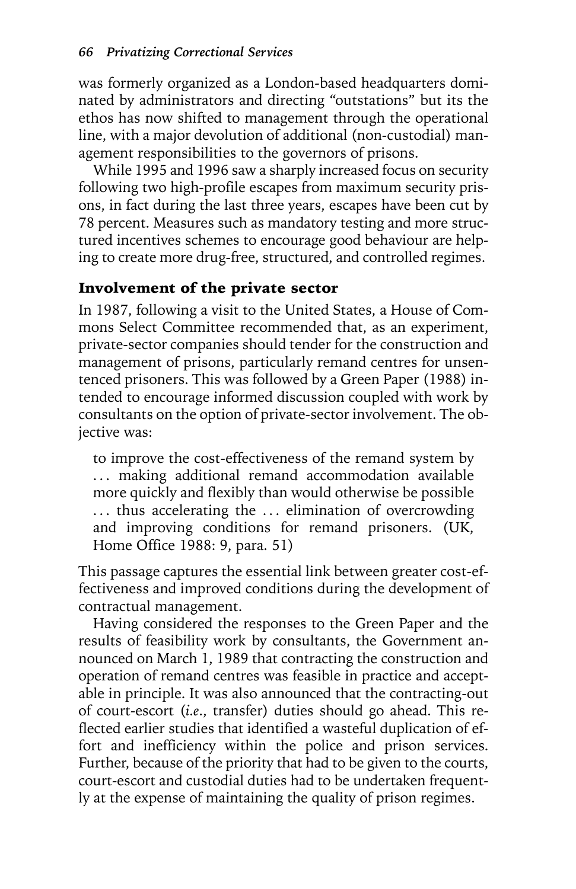was formerly organized as a London-based headquarters dominated by administrators and directing "outstations" but its the ethos has now shifted to management through the operational line, with a major devolution of additional (non-custodial) management responsibilities to the governors of prisons.

While 1995 and 1996 saw a sharply increased focus on security following two high-profile escapes from maximum security prisons, in fact during the last three years, escapes have been cut by 78 percent. Measures such as mandatory testing and more structured incentives schemes to encourage good behaviour are helping to create more drug-free, structured, and controlled regimes.

## Involvement of the private sector

In 1987, following a visit to the United States, a House of Commons Select Committee recommended that, as an experiment, private-sector companies should tender for the construction and management of prisons, particularly remand centres for unsentenced prisoners. This was followed by a Green Paper (1988) intended to encourage informed discussion coupled with work by consultants on the option of private-sector involvement. The objective was:

> to improve the cost-effectiveness of the remand system by . . . making additional remand accommodation available more quickly and flexibly than would otherwise be possible . . . thus accelerating the . . . elimination of overcrowding and improving conditions for remand prisoners. (UK, Home Office 1988: 9, para. 51)

This passage captures the essential link between greater cost-effectiveness and improved conditions during the development of contractual management.

Having considered the responses to the Green Paper and the results of feasibility work by consultants, the Government announced on March 1, 1989 that contracting the construction and operation of remand centres was feasible in practice and acceptable in principle. It was also announced that the contracting-out of court-escort (*i.e.*, transfer) duties should go ahead. This reflected earlier studies that identified a wasteful duplication of effort and inefficiency within the police and prison services. Further, because of the priority that had to be given to the courts, court-escort and custodial duties had to be undertaken frequently at the expense of maintaining the quality of prison regimes.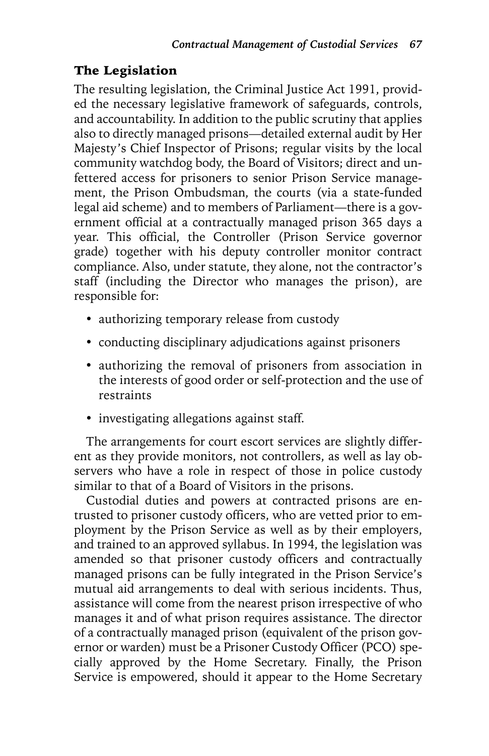## The Legislation

The resulting legislation, the Criminal Justice Act 1991, provided the necessary legislative framework of safeguards, controls, and accountability. In addition to the public scrutiny that applies also to directly managed prisons—detailed external audit by Her Majesty's Chief Inspector of Prisons; regular visits by the local community watchdog body, the Board of Visitors; direct and unfettered access for prisoners to senior Prison Service management, the Prison Ombudsman, the courts (via a state-funded legal aid scheme) and to members of Parliament—there is a government official at a contractually managed prison 365 days a year. This official, the Controller (Prison Service governor grade) together with his deputy controller monitor contract compliance. Also, under statute, they alone, not the contractor's staff (including the Director who manages the prison), are responsible for:

- authorizing temporary release from custody
- conducting disciplinary adjudications against prisoners
- authorizing the removal of prisoners from association in the interests of good order or self-protection and the use of restraints
- investigating allegations against staff.

The arrangements for court escort services are slightly different as they provide monitors, not controllers, as well as lay observers who have a role in respect of those in police custody similar to that of a Board of Visitors in the prisons.

Custodial duties and powers at contracted prisons are entrusted to prisoner custody officers, who are vetted prior to employment by the Prison Service as well as by their employers, and trained to an approved syllabus. In 1994, the legislation was amended so that prisoner custody officers and contractually managed prisons can be fully integrated in the Prison Service's mutual aid arrangements to deal with serious incidents. Thus, assistance will come from the nearest prison irrespective of who manages it and of what prison requires assistance. The director of a contractually managed prison (equivalent of the prison governor or warden) must be a Prisoner Custody Officer (PCO) specially approved by the Home Secretary. Finally, the Prison Service is empowered, should it appear to the Home Secretary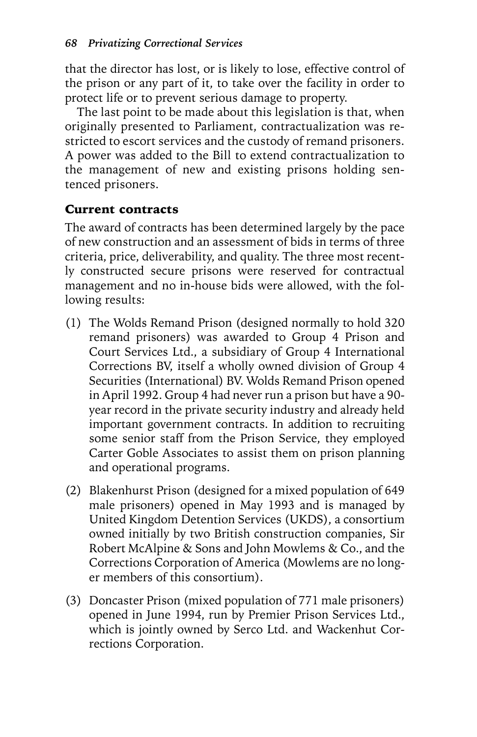that the director has lost, or is likely to lose, effective control of the prison or any part of it, to take over the facility in order to protect life or to prevent serious damage to property.

The last point to be made about this legislation is that, when originally presented to Parliament, contractualization was restricted to escort services and the custody of remand prisoners. A power was added to the Bill to extend contractualization to the management of new and existing prisons holding sentenced prisoners.

## Current contracts

The award of contracts has been determined largely by the pace of new construction and an assessment of bids in terms of three criteria, price, deliverability, and quality. The three most recently constructed secure prisons were reserved for contractual management and no in-house bids were allowed, with the following results:

(1) The Wolds Remand Prison (designed normally to hold 320 remand prisoners) was awarded to Group 4 Prison and Court Services Ltd., a subsidiary of Group 4 International Corrections BV, itself a wholly owned division of Group 4 Securities (International) BV. Wolds Remand Prison opened in April 1992. Group 4 had never run a prison but have a 90-year record in the private security industry and already held important government contracts. In addition to recruiting some senior staff from the Prison Service, they employed Carter Goble Associates to assist them on prison planning and operational programs.

(2) Blakenhurst Prison (designed for a mixed population of 649 male prisoners) opened in May 1993 and is managed by United Kingdom Detention Services (UKDS), a consortium owned initially by two British construction companies, Sir Robert McAlpine & Sons and John Mowlems & Co., and the Corrections Corporation of America (Mowlems are no longer members of this consortium).

(3) Doncaster Prison (mixed population of 771 male prisoners) opened in June 1994, run by Premier Prison Services Ltd., which is jointly owned by Serco Ltd. and Wackenhut Corrections Corporation.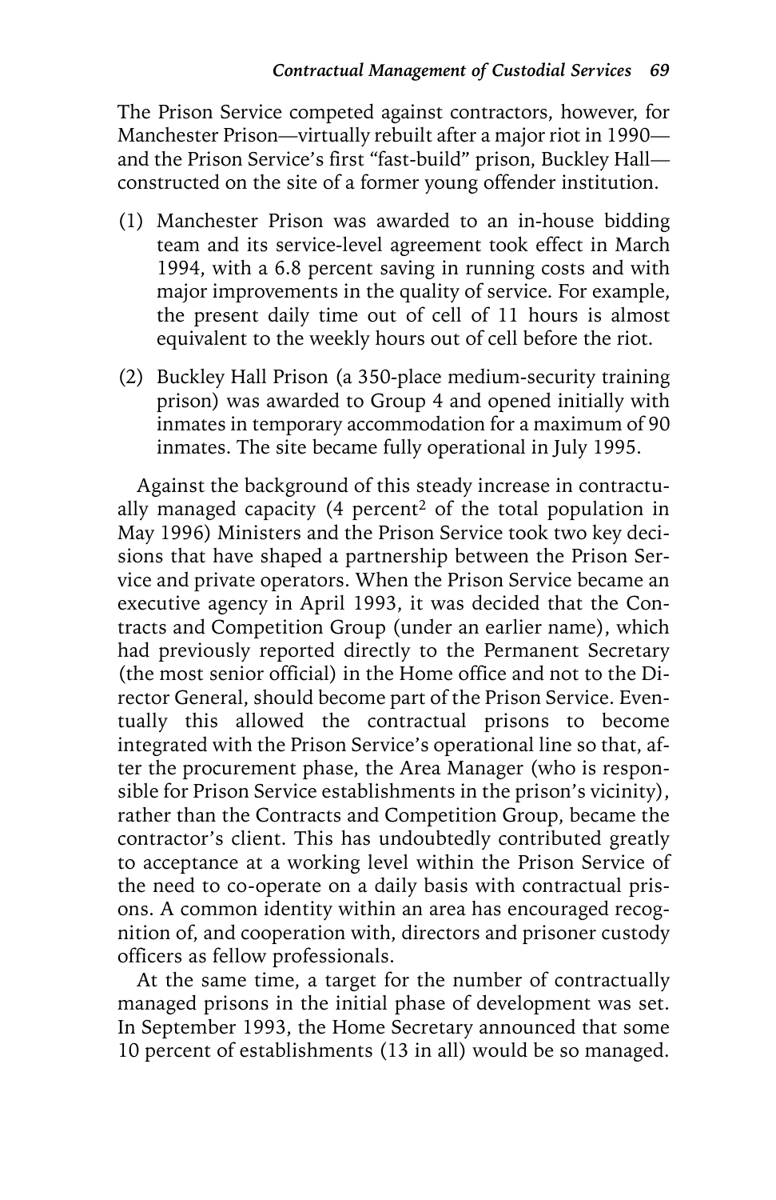The Prison Service competed against contractors, however, for Manchester Prison—virtually rebuilt after a major riot in 1990—and the Prison Service's first "fast-build" prison, Buckley Hall—constructed on the site of a former young offender institution.

(1) Manchester Prison was awarded to an in-house bidding team and its service-level agreement took effect in March 1994, with a 6.8 percent saving in running costs and with major improvements in the quality of service. For example, the present daily time out of cell of 11 hours is almost equivalent to the weekly hours out of cell before the riot.

(2) Buckley Hall Prison (a 350-place medium-security training prison) was awarded to Group 4 and opened initially with inmates in temporary accommodation for a maximum of 90 inmates. The site became fully operational in July 1995.

Against the background of this steady increase in contractually managed capacity (4 percent[2] of the total population in May 1996) Ministers and the Prison Service took two key decisions that have shaped a partnership between the Prison Service and private operators. When the Prison Service became an executive agency in April 1993, it was decided that the Contracts and Competition Group (under an earlier name), which had previously reported directly to the Permanent Secretary (the most senior official) in the Home office and not to the Director General, should become part of the Prison Service. Eventually this allowed the contractual prisons to become integrated with the Prison Service's operational line so that, after the procurement phase, the Area Manager (who is responsible for Prison Service establishments in the prison's vicinity), rather than the Contracts and Competition Group, became the contractor's client. This has undoubtedly contributed greatly to acceptance at a working level within the Prison Service of the need to co-operate on a daily basis with contractual prisons. A common identity within an area has encouraged recognition of, and cooperation with, directors and prisoner custody officers as fellow professionals.

At the same time, a target for the number of contractually managed prisons in the initial phase of development was set. In September 1993, the Home Secretary announced that some 10 percent of establishments (13 in all) would be so managed.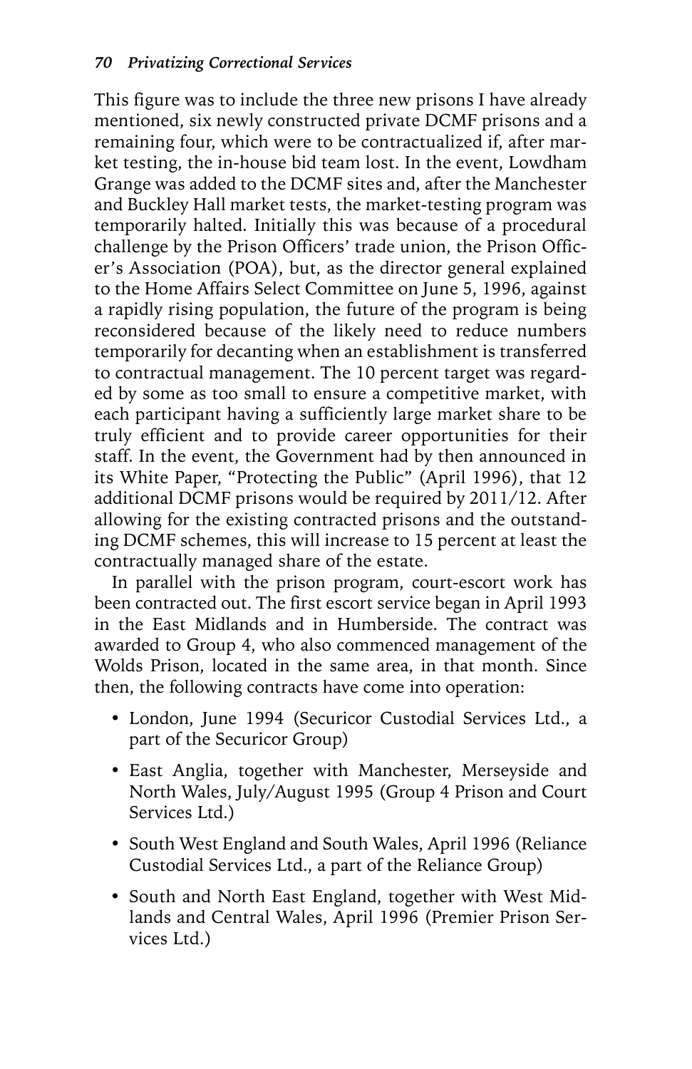This figure was to include the three new prisons I have already mentioned, six newly constructed private DCMF prisons and a remaining four, which were to be contractualized if, after market testing, the in-house bid team lost. In the event, Lowdham Grange was added to the DCMF sites and, after the Manchester and Buckley Hall market tests, the market-testing program was temporarily halted. Initially this was because of a procedural challenge by the Prison Officers' trade union, the Prison Officer's Association (POA), but, as the director general explained to the Home Affairs Select Committee on June 5, 1996, against a rapidly rising population, the future of the program is being reconsidered because of the likely need to reduce numbers temporarily for decanting when an establishment is transferred to contractual management. The 10 percent target was regarded by some as too small to ensure a competitive market, with each participant having a sufficiently large market share to be truly efficient and to provide career opportunities for their staff. In the event, the Government had by then announced in its White Paper, "Protecting the Public" (April 1996), that 12 additional DCMF prisons would be required by 2011/12. After allowing for the existing contracted prisons and the outstanding DCMF schemes, this will increase to 15 percent at least the contractually managed share of the estate.

In parallel with the prison program, court-escort work has been contracted out. The first escort service began in April 1993 in the East Midlands and in Humberside. The contract was awarded to Group 4, who also commenced management of the Wolds Prison, located in the same area, in that month. Since then, the following contracts have come into operation:

- London, June 1994 (Securicor Custodial Services Ltd., a part of the Securicor Group)
- East Anglia, together with Manchester, Merseyside and North Wales, July/August 1995 (Group 4 Prison and Court Services Ltd.)
- South West England and South Wales, April 1996 (Reliance Custodial Services Ltd., a part of the Reliance Group)
- South and North East England, together with West Midlands and Central Wales, April 1996 (Premier Prison Services Ltd.)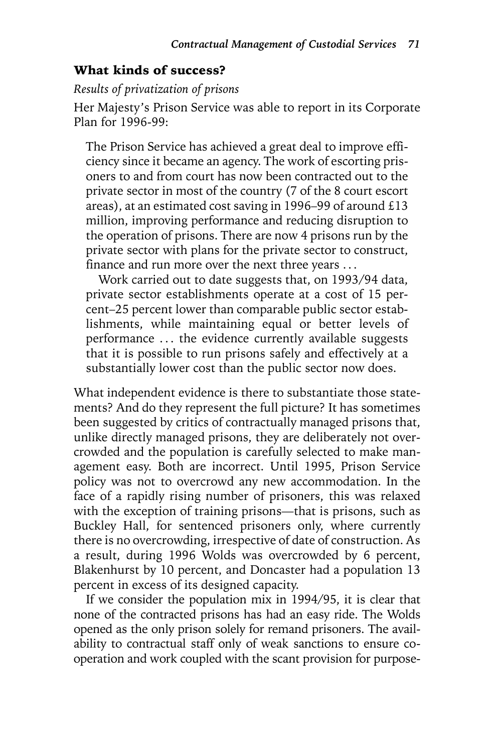### What kinds of success?

*Results of privatization of prisons*

Her Majesty's Prison Service was able to report in its Corporate Plan for 1996-99:

> The Prison Service has achieved a great deal to improve efficiency since it became an agency. The work of escorting prisoners to and from court has now been contracted out to the private sector in most of the country (7 of the 8 court escort areas), at an estimated cost saving in 1996–99 of around £13 million, improving performance and reducing disruption to the operation of prisons. There are now 4 prisons run by the private sector with plans for the private sector to construct, finance and run more over the next three years . . .
>
> Work carried out to date suggests that, on 1993/94 data, private sector establishments operate at a cost of 15 percent–25 percent lower than comparable public sector establishments, while maintaining equal or better levels of performance . . . the evidence currently available suggests that it is possible to run prisons safely and effectively at a substantially lower cost than the public sector now does.

What independent evidence is there to substantiate those statements? And do they represent the full picture? It has sometimes been suggested by critics of contractually managed prisons that, unlike directly managed prisons, they are deliberately not overcrowded and the population is carefully selected to make management easy. Both are incorrect. Until 1995, Prison Service policy was not to overcrowd any new accommodation. In the face of a rapidly rising number of prisoners, this was relaxed with the exception of training prisons—that is prisons, such as Buckley Hall, for sentenced prisoners only, where currently there is no overcrowding, irrespective of date of construction. As a result, during 1996 Wolds was overcrowded by 6 percent, Blakenhurst by 10 percent, and Doncaster had a population 13 percent in excess of its designed capacity.

If we consider the population mix in 1994/95, it is clear that none of the contracted prisons has had an easy ride. The Wolds opened as the only prison solely for remand prisoners. The availability to contractual staff only of weak sanctions to ensure cooperation and work coupled with the scant provision for purpose-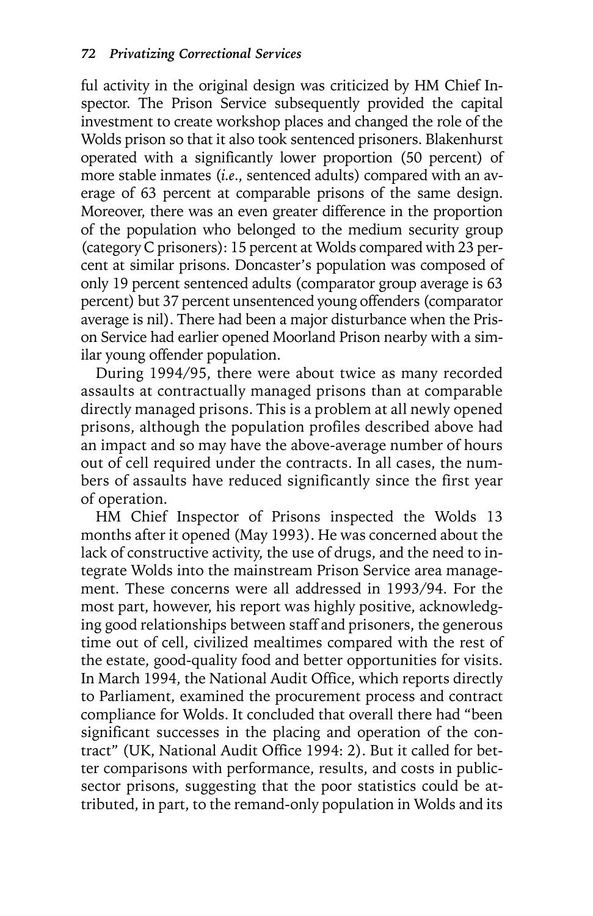ful activity in the original design was criticized by HM Chief Inspector. The Prison Service subsequently provided the capital investment to create workshop places and changed the role of the Wolds prison so that it also took sentenced prisoners. Blakenhurst operated with a significantly lower proportion (50 percent) of more stable inmates (*i.e.,* sentenced adults) compared with an average of 63 percent at comparable prisons of the same design. Moreover, there was an even greater difference in the proportion of the population who belonged to the medium security group (category C prisoners): 15 percent at Wolds compared with 23 percent at similar prisons. Doncaster's population was composed of only 19 percent sentenced adults (comparator group average is 63 percent) but 37 percent unsentenced young offenders (comparator average is nil). There had been a major disturbance when the Prison Service had earlier opened Moorland Prison nearby with a similar young offender population.

During 1994/95, there were about twice as many recorded assaults at contractually managed prisons than at comparable directly managed prisons. This is a problem at all newly opened prisons, although the population profiles described above had an impact and so may have the above-average number of hours out of cell required under the contracts. In all cases, the numbers of assaults have reduced significantly since the first year of operation.

HM Chief Inspector of Prisons inspected the Wolds 13 months after it opened (May 1993). He was concerned about the lack of constructive activity, the use of drugs, and the need to integrate Wolds into the mainstream Prison Service area management. These concerns were all addressed in 1993/94. For the most part, however, his report was highly positive, acknowledging good relationships between staff and prisoners, the generous time out of cell, civilized mealtimes compared with the rest of the estate, good-quality food and better opportunities for visits. In March 1994, the National Audit Office, which reports directly to Parliament, examined the procurement process and contract compliance for Wolds. It concluded that overall there had "been significant successes in the placing and operation of the contract" (UK, National Audit Office 1994: 2). But it called for better comparisons with performance, results, and costs in public-sector prisons, suggesting that the poor statistics could be attributed, in part, to the remand-only population in Wolds and its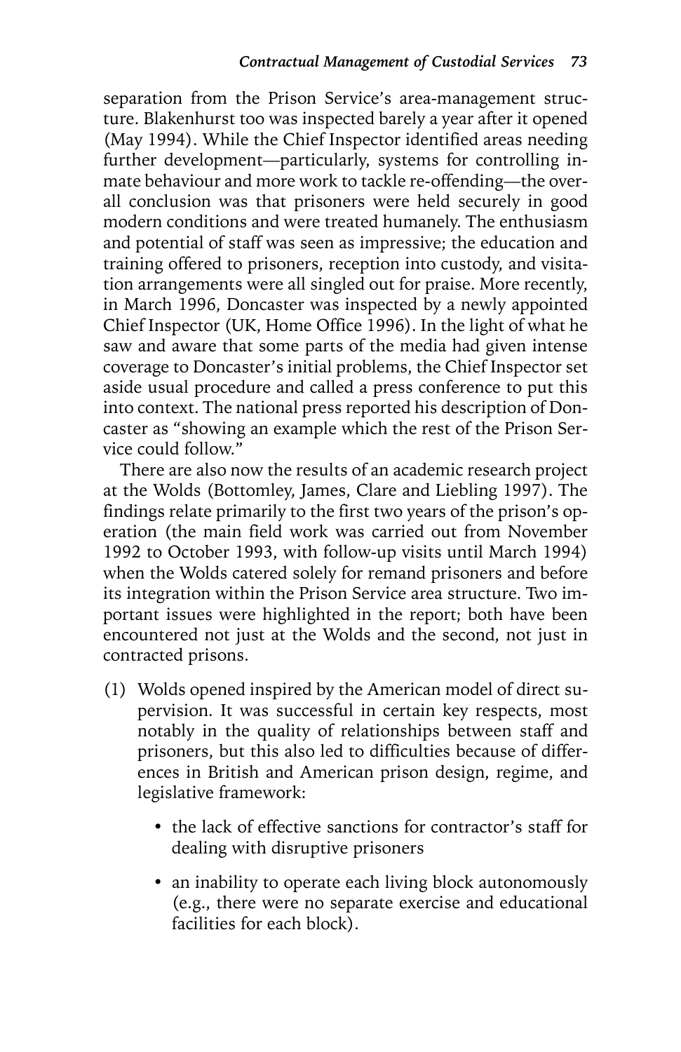separation from the Prison Service's area-management structure. Blakenhurst too was inspected barely a year after it opened (May 1994). While the Chief Inspector identified areas needing further development—particularly, systems for controlling inmate behaviour and more work to tackle re-offending—the overall conclusion was that prisoners were held securely in good modern conditions and were treated humanely. The enthusiasm and potential of staff was seen as impressive; the education and training offered to prisoners, reception into custody, and visitation arrangements were all singled out for praise. More recently, in March 1996, Doncaster was inspected by a newly appointed Chief Inspector (UK, Home Office 1996). In the light of what he saw and aware that some parts of the media had given intense coverage to Doncaster's initial problems, the Chief Inspector set aside usual procedure and called a press conference to put this into context. The national press reported his description of Doncaster as "showing an example which the rest of the Prison Service could follow."

There are also now the results of an academic research project at the Wolds (Bottomley, James, Clare and Liebling 1997). The findings relate primarily to the first two years of the prison's operation (the main field work was carried out from November 1992 to October 1993, with follow-up visits until March 1994) when the Wolds catered solely for remand prisoners and before its integration within the Prison Service area structure. Two important issues were highlighted in the report; both have been encountered not just at the Wolds and the second, not just in contracted prisons.

(1) Wolds opened inspired by the American model of direct supervision. It was successful in certain key respects, most notably in the quality of relationships between staff and prisoners, but this also led to difficulties because of differences in British and American prison design, regime, and legislative framework:

- the lack of effective sanctions for contractor's staff for dealing with disruptive prisoners
- an inability to operate each living block autonomously (e.g., there were no separate exercise and educational facilities for each block).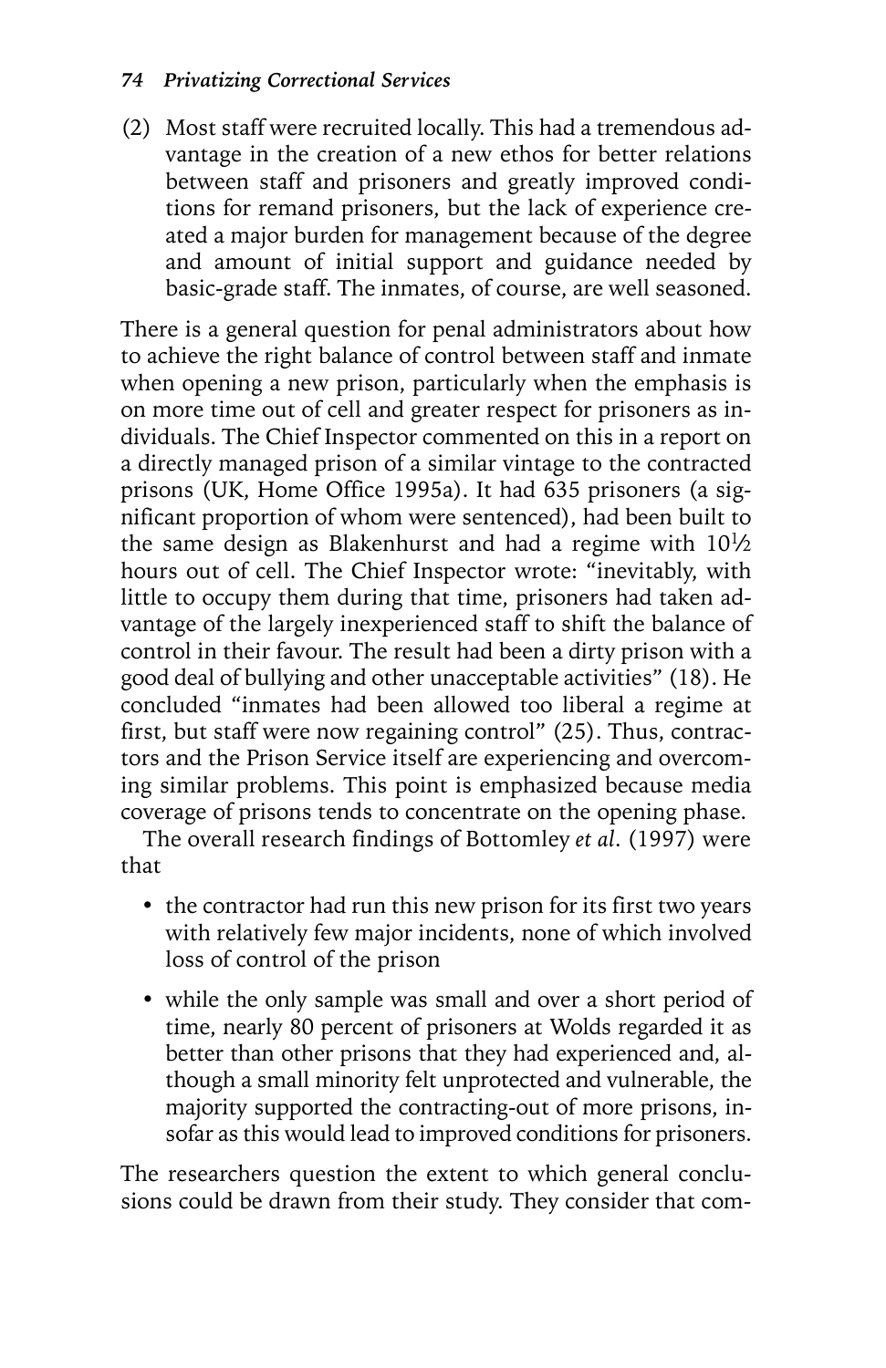(2) Most staff were recruited locally. This had a tremendous advantage in the creation of a new ethos for better relations between staff and prisoners and greatly improved conditions for remand prisoners, but the lack of experience created a major burden for management because of the degree and amount of initial support and guidance needed by basic-grade staff. The inmates, of course, are well seasoned.

There is a general question for penal administrators about how to achieve the right balance of control between staff and inmate when opening a new prison, particularly when the emphasis is on more time out of cell and greater respect for prisoners as individuals. The Chief Inspector commented on this in a report on a directly managed prison of a similar vintage to the contracted prisons (UK, Home Office 1995a). It had 635 prisoners (a significant proportion of whom were sentenced), had been built to the same design as Blakenhurst and had a regime with 10½ hours out of cell. The Chief Inspector wrote: "inevitably, with little to occupy them during that time, prisoners had taken advantage of the largely inexperienced staff to shift the balance of control in their favour. The result had been a dirty prison with a good deal of bullying and other unacceptable activities" (18). He concluded "inmates had been allowed too liberal a regime at first, but staff were now regaining control" (25). Thus, contractors and the Prison Service itself are experiencing and overcoming similar problems. This point is emphasized because media coverage of prisons tends to concentrate on the opening phase.

The overall research findings of Bottomley *et al.* (1997) were that

- the contractor had run this new prison for its first two years with relatively few major incidents, none of which involved loss of control of the prison
- while the only sample was small and over a short period of time, nearly 80 percent of prisoners at Wolds regarded it as better than other prisons that they had experienced and, although a small minority felt unprotected and vulnerable, the majority supported the contracting-out of more prisons, insofar as this would lead to improved conditions for prisoners.

The researchers question the extent to which general conclusions could be drawn from their study. They consider that com-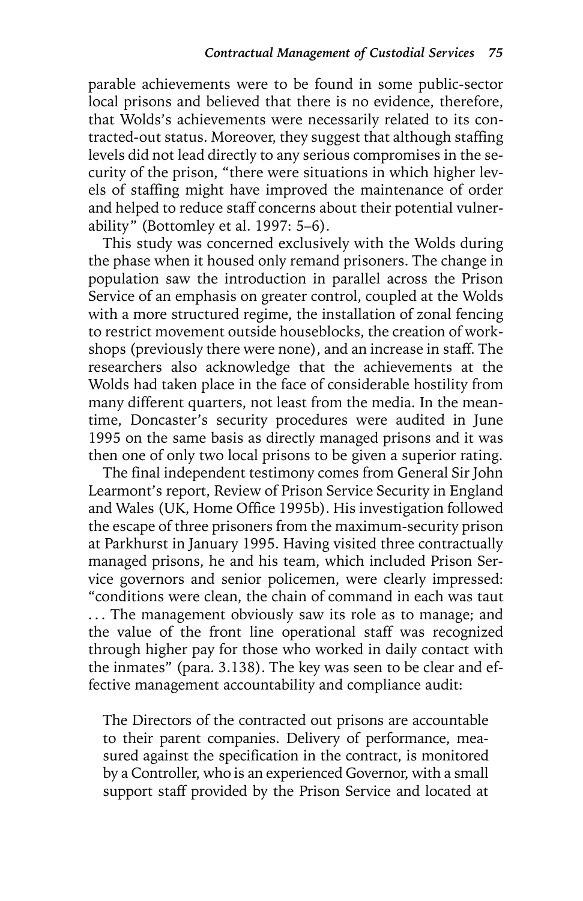parable achievements were to be found in some public-sector local prisons and believed that there is no evidence, therefore, that Wolds's achievements were necessarily related to its contracted-out status. Moreover, they suggest that although staffing levels did not lead directly to any serious compromises in the security of the prison, "there were situations in which higher levels of staffing might have improved the maintenance of order and helped to reduce staff concerns about their potential vulnerability" (Bottomley et al. 1997: 5–6).

This study was concerned exclusively with the Wolds during the phase when it housed only remand prisoners. The change in population saw the introduction in parallel across the Prison Service of an emphasis on greater control, coupled at the Wolds with a more structured regime, the installation of zonal fencing to restrict movement outside houseblocks, the creation of workshops (previously there were none), and an increase in staff. The researchers also acknowledge that the achievements at the Wolds had taken place in the face of considerable hostility from many different quarters, not least from the media. In the meantime, Doncaster's security procedures were audited in June 1995 on the same basis as directly managed prisons and it was then one of only two local prisons to be given a superior rating.

The final independent testimony comes from General Sir John Learmont's report, Review of Prison Service Security in England and Wales (UK, Home Office 1995b). His investigation followed the escape of three prisoners from the maximum-security prison at Parkhurst in January 1995. Having visited three contractually managed prisons, he and his team, which included Prison Service governors and senior policemen, were clearly impressed: "conditions were clean, the chain of command in each was taut . . . The management obviously saw its role as to manage; and the value of the front line operational staff was recognized through higher pay for those who worked in daily contact with the inmates" (para. 3.138). The key was seen to be clear and effective management accountability and compliance audit:

> The Directors of the contracted out prisons are accountable to their parent companies. Delivery of performance, measured against the specification in the contract, is monitored by a Controller, who is an experienced Governor, with a small support staff provided by the Prison Service and located at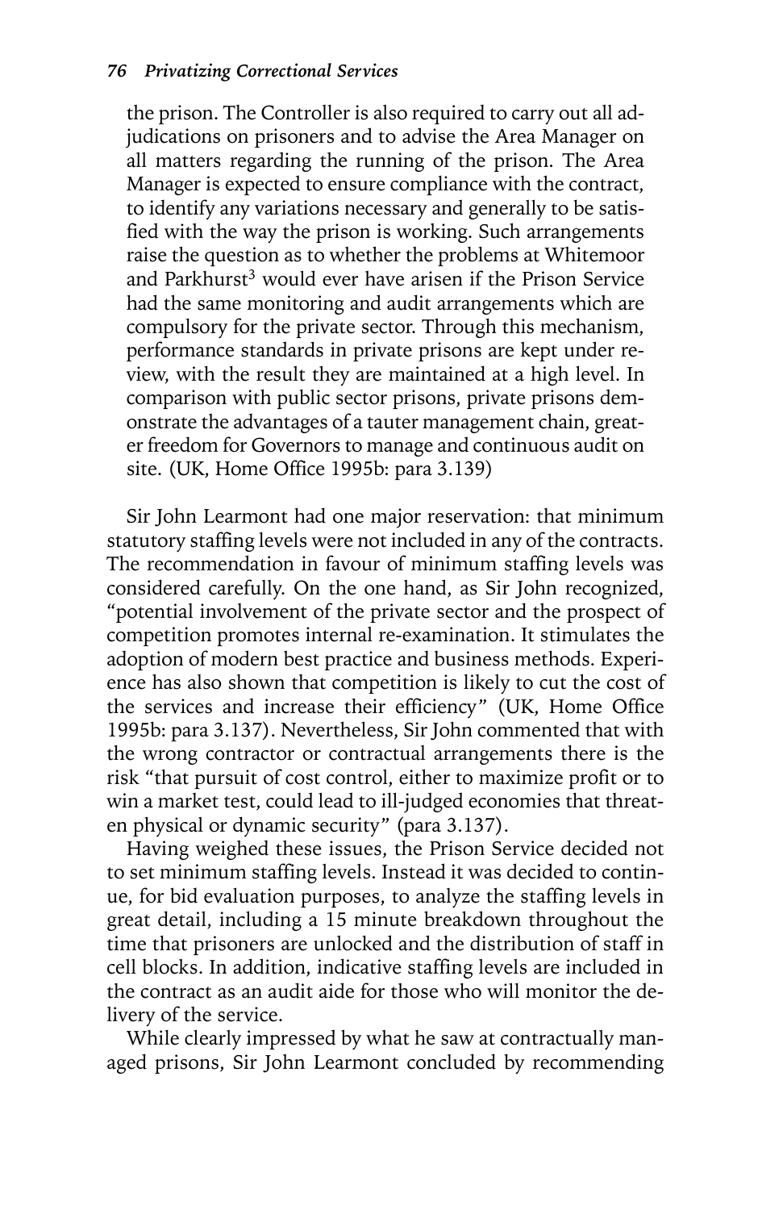> the prison. The Controller is also required to carry out all adjudications on prisoners and to advise the Area Manager on all matters regarding the running of the prison. The Area Manager is expected to ensure compliance with the contract, to identify any variations necessary and generally to be satisfied with the way the prison is working. Such arrangements raise the question as to whether the problems at Whitemoor and Parkhurst[3] would ever have arisen if the Prison Service had the same monitoring and audit arrangements which are compulsory for the private sector. Through this mechanism, performance standards in private prisons are kept under review, with the result they are maintained at a high level. In comparison with public sector prisons, private prisons demonstrate the advantages of a tauter management chain, greater freedom for Governors to manage and continuous audit on site. (UK, Home Office 1995b: para 3.139)

Sir John Learmont had one major reservation: that minimum statutory staffing levels were not included in any of the contracts. The recommendation in favour of minimum staffing levels was considered carefully. On the one hand, as Sir John recognized, "potential involvement of the private sector and the prospect of competition promotes internal re-examination. It stimulates the adoption of modern best practice and business methods. Experience has also shown that competition is likely to cut the cost of the services and increase their efficiency" (UK, Home Office 1995b: para 3.137). Nevertheless, Sir John commented that with the wrong contractor or contractual arrangements there is the risk "that pursuit of cost control, either to maximize profit or to win a market test, could lead to ill-judged economies that threaten physical or dynamic security" (para 3.137).

Having weighed these issues, the Prison Service decided not to set minimum staffing levels. Instead it was decided to continue, for bid evaluation purposes, to analyze the staffing levels in great detail, including a 15 minute breakdown throughout the time that prisoners are unlocked and the distribution of staff in cell blocks. In addition, indicative staffing levels are included in the contract as an audit aide for those who will monitor the delivery of the service.

While clearly impressed by what he saw at contractually managed prisons, Sir John Learmont concluded by recommending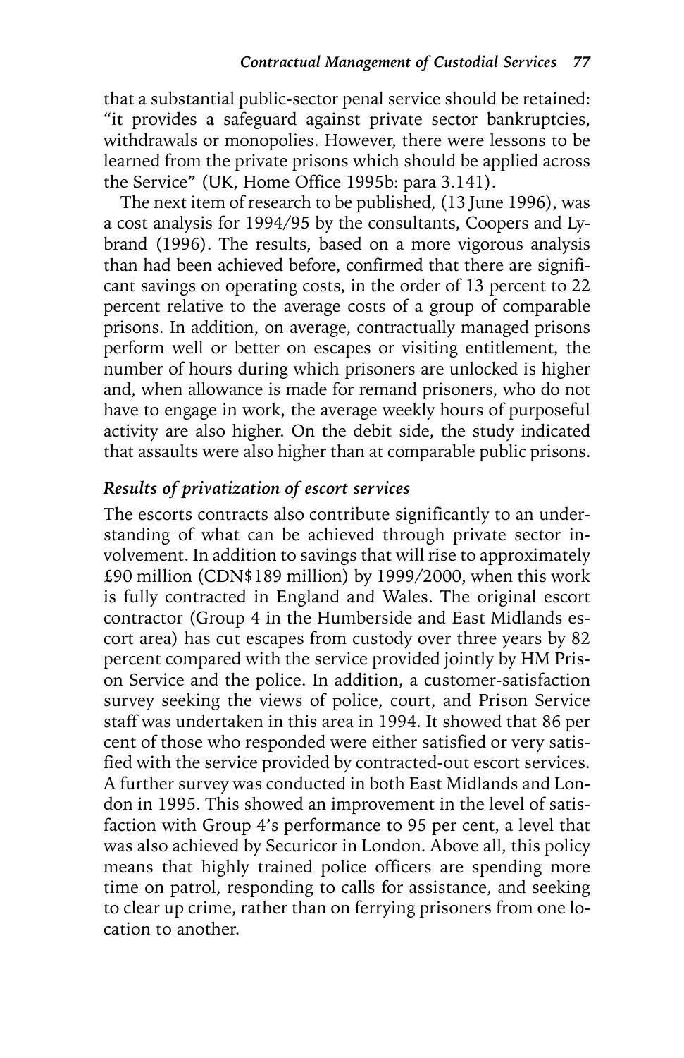that a substantial public-sector penal service should be retained: "it provides a safeguard against private sector bankruptcies, withdrawals or monopolies. However, there were lessons to be learned from the private prisons which should be applied across the Service" (UK, Home Office 1995b: para 3.141).

The next item of research to be published, (13 June 1996), was a cost analysis for 1994/95 by the consultants, Coopers and Lybrand (1996). The results, based on a more vigorous analysis than had been achieved before, confirmed that there are significant savings on operating costs, in the order of 13 percent to 22 percent relative to the average costs of a group of comparable prisons. In addition, on average, contractually managed prisons perform well or better on escapes or visiting entitlement, the number of hours during which prisoners are unlocked is higher and, when allowance is made for remand prisoners, who do not have to engage in work, the average weekly hours of purposeful activity are also higher. On the debit side, the study indicated that assaults were also higher than at comparable public prisons.

### *Results of privatization of escort services*

The escorts contracts also contribute significantly to an understanding of what can be achieved through private sector involvement. In addition to savings that will rise to approximately £90 million (CDN$189 million) by 1999/2000, when this work is fully contracted in England and Wales. The original escort contractor (Group 4 in the Humberside and East Midlands escort area) has cut escapes from custody over three years by 82 percent compared with the service provided jointly by HM Prison Service and the police. In addition, a customer-satisfaction survey seeking the views of police, court, and Prison Service staff was undertaken in this area in 1994. It showed that 86 per cent of those who responded were either satisfied or very satisfied with the service provided by contracted-out escort services. A further survey was conducted in both East Midlands and London in 1995. This showed an improvement in the level of satisfaction with Group 4's performance to 95 per cent, a level that was also achieved by Securicor in London. Above all, this policy means that highly trained police officers are spending more time on patrol, responding to calls for assistance, and seeking to clear up crime, rather than on ferrying prisoners from one location to another.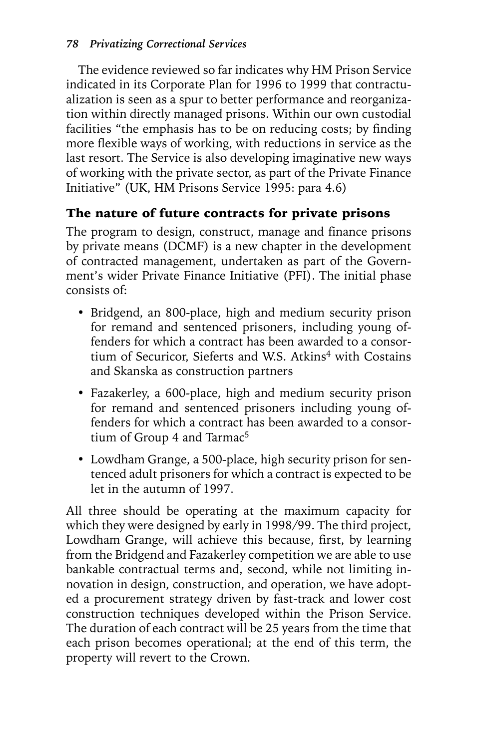The evidence reviewed so far indicates why HM Prison Service indicated in its Corporate Plan for 1996 to 1999 that contractualization is seen as a spur to better performance and reorganization within directly managed prisons. Within our own custodial facilities "the emphasis has to be on reducing costs; by finding more flexible ways of working, with reductions in service as the last resort. The Service is also developing imaginative new ways of working with the private sector, as part of the Private Finance Initiative" (UK, HM Prisons Service 1995: para 4.6)

## The nature of future contracts for private prisons

The program to design, construct, manage and finance prisons by private means (DCMF) is a new chapter in the development of contracted management, undertaken as part of the Government's wider Private Finance Initiative (PFI). The initial phase consists of:

- Bridgend, an 800-place, high and medium security prison for remand and sentenced prisoners, including young offenders for which a contract has been awarded to a consortium of Securicor, Sieferts and W.S. Atkins[4] with Costains and Skanska as construction partners
- Fazakerley, a 600-place, high and medium security prison for remand and sentenced prisoners including young offenders for which a contract has been awarded to a consortium of Group 4 and Tarmac[5]
- Lowdham Grange, a 500-place, high security prison for sentenced adult prisoners for which a contract is expected to be let in the autumn of 1997.

All three should be operating at the maximum capacity for which they were designed by early in 1998/99. The third project, Lowdham Grange, will achieve this because, first, by learning from the Bridgend and Fazakerley competition we are able to use bankable contractual terms and, second, while not limiting innovation in design, construction, and operation, we have adopted a procurement strategy driven by fast-track and lower cost construction techniques developed within the Prison Service. The duration of each contract will be 25 years from the time that each prison becomes operational; at the end of this term, the property will revert to the Crown.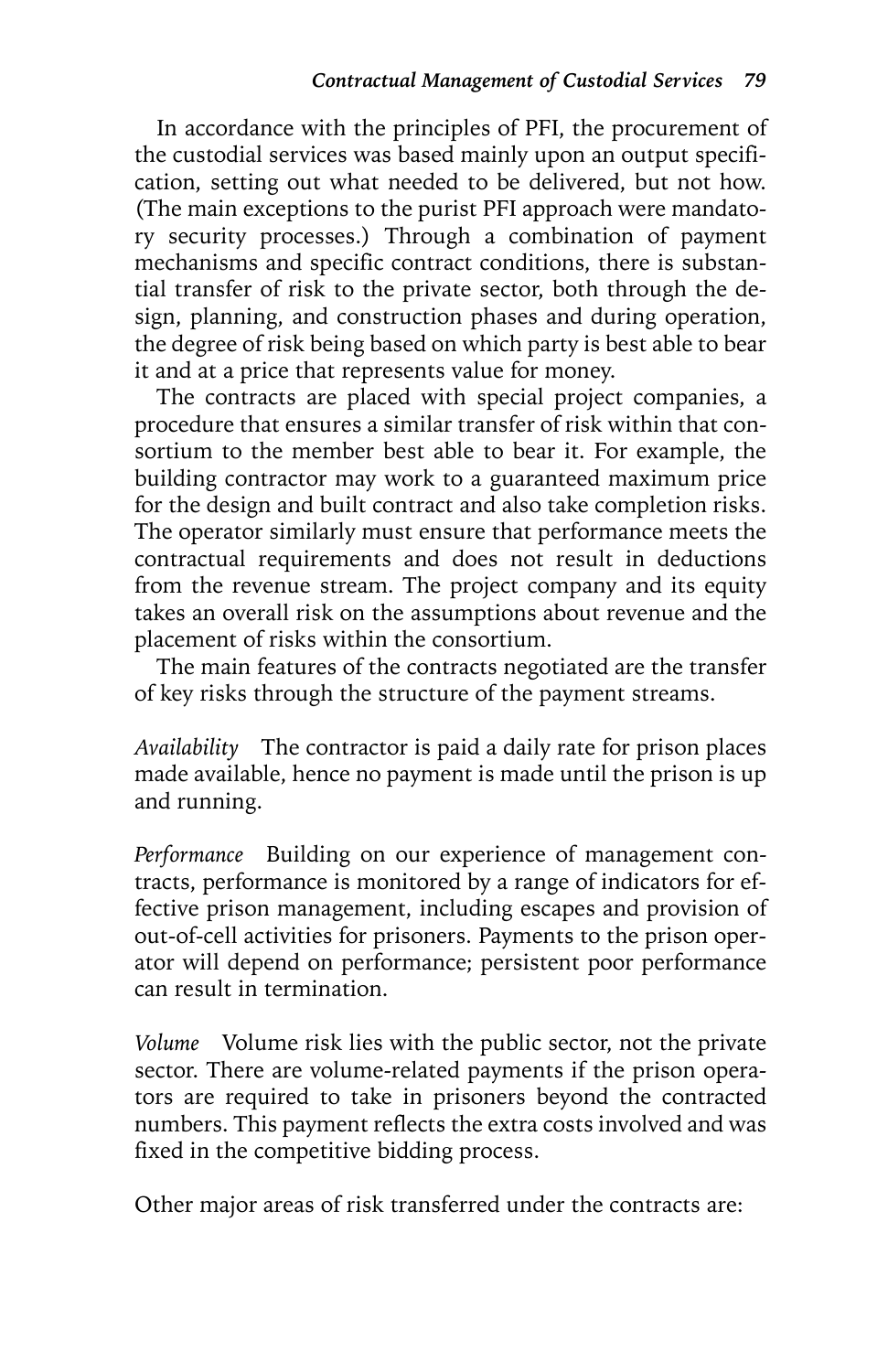In accordance with the principles of PFI, the procurement of the custodial services was based mainly upon an output specification, setting out what needed to be delivered, but not how. (The main exceptions to the purist PFI approach were mandatory security processes.) Through a combination of payment mechanisms and specific contract conditions, there is substantial transfer of risk to the private sector, both through the design, planning, and construction phases and during operation, the degree of risk being based on which party is best able to bear it and at a price that represents value for money.

The contracts are placed with special project companies, a procedure that ensures a similar transfer of risk within that consortium to the member best able to bear it. For example, the building contractor may work to a guaranteed maximum price for the design and built contract and also take completion risks. The operator similarly must ensure that performance meets the contractual requirements and does not result in deductions from the revenue stream. The project company and its equity takes an overall risk on the assumptions about revenue and the placement of risks within the consortium.

The main features of the contracts negotiated are the transfer of key risks through the structure of the payment streams.

*Availability* The contractor is paid a daily rate for prison places made available, hence no payment is made until the prison is up and running.

*Performance* Building on our experience of management contracts, performance is monitored by a range of indicators for effective prison management, including escapes and provision of out-of-cell activities for prisoners. Payments to the prison operator will depend on performance; persistent poor performance can result in termination.

*Volume* Volume risk lies with the public sector, not the private sector. There are volume-related payments if the prison operators are required to take in prisoners beyond the contracted numbers. This payment reflects the extra costs involved and was fixed in the competitive bidding process.

Other major areas of risk transferred under the contracts are: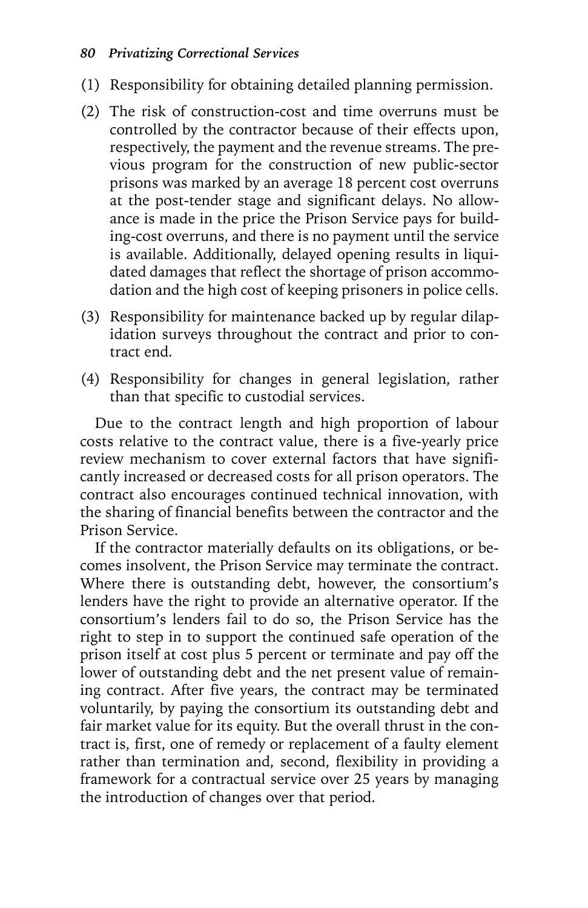(1) Responsibility for obtaining detailed planning permission.

(2) The risk of construction-cost and time overruns must be controlled by the contractor because of their effects upon, respectively, the payment and the revenue streams. The previous program for the construction of new public-sector prisons was marked by an average 18 percent cost overruns at the post-tender stage and significant delays. No allowance is made in the price the Prison Service pays for building-cost overruns, and there is no payment until the service is available. Additionally, delayed opening results in liquidated damages that reflect the shortage of prison accommodation and the high cost of keeping prisoners in police cells.

(3) Responsibility for maintenance backed up by regular dilapidation surveys throughout the contract and prior to contract end.

(4) Responsibility for changes in general legislation, rather than that specific to custodial services.

Due to the contract length and high proportion of labour costs relative to the contract value, there is a five-yearly price review mechanism to cover external factors that have significantly increased or decreased costs for all prison operators. The contract also encourages continued technical innovation, with the sharing of financial benefits between the contractor and the Prison Service.

If the contractor materially defaults on its obligations, or becomes insolvent, the Prison Service may terminate the contract. Where there is outstanding debt, however, the consortium's lenders have the right to provide an alternative operator. If the consortium's lenders fail to do so, the Prison Service has the right to step in to support the continued safe operation of the prison itself at cost plus 5 percent or terminate and pay off the lower of outstanding debt and the net present value of remaining contract. After five years, the contract may be terminated voluntarily, by paying the consortium its outstanding debt and fair market value for its equity. But the overall thrust in the contract is, first, one of remedy or replacement of a faulty element rather than termination and, second, flexibility in providing a framework for a contractual service over 25 years by managing the introduction of changes over that period.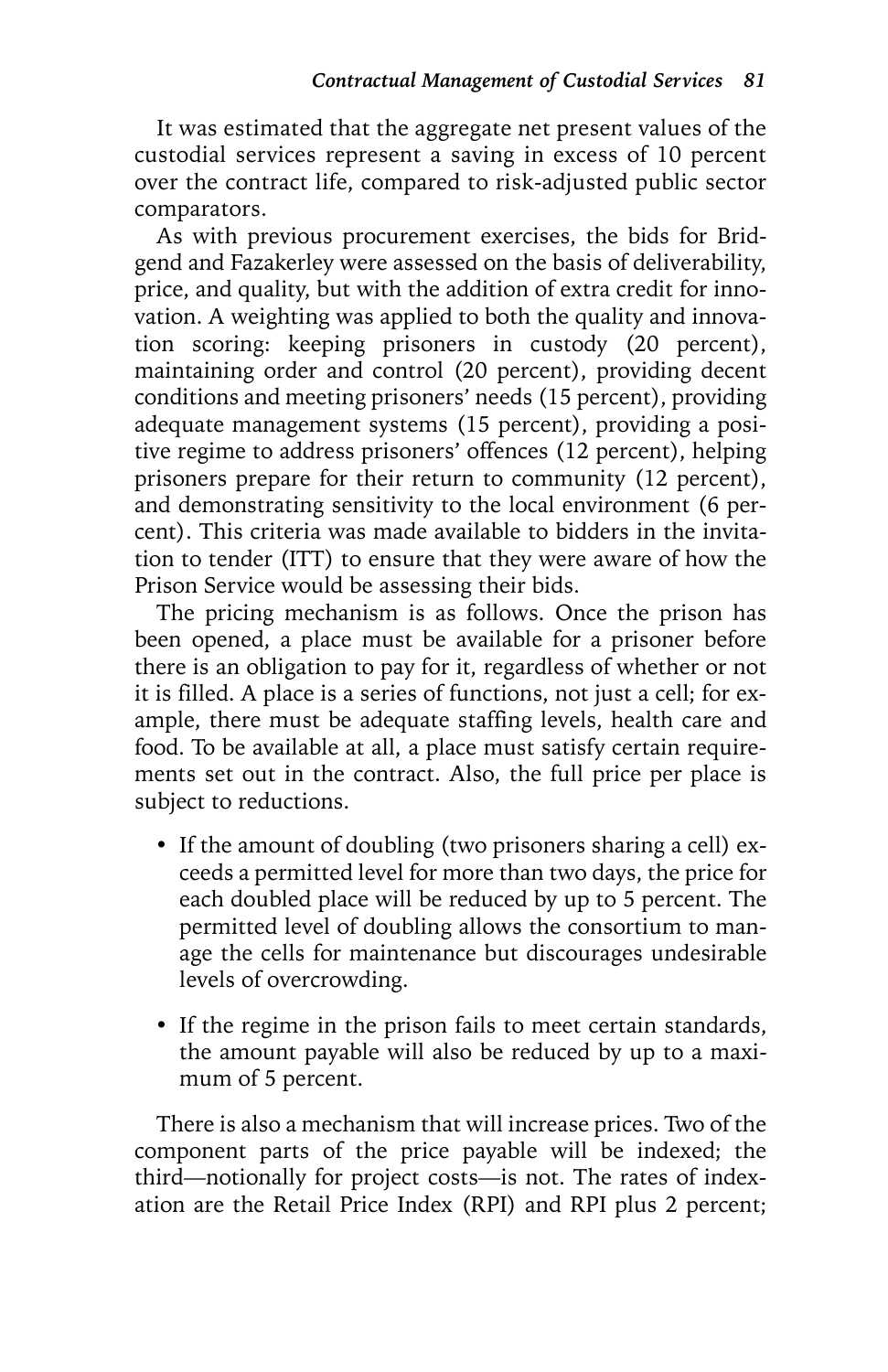It was estimated that the aggregate net present values of the custodial services represent a saving in excess of 10 percent over the contract life, compared to risk-adjusted public sector comparators.

As with previous procurement exercises, the bids for Bridgend and Fazakerley were assessed on the basis of deliverability, price, and quality, but with the addition of extra credit for innovation. A weighting was applied to both the quality and innovation scoring: keeping prisoners in custody (20 percent), maintaining order and control (20 percent), providing decent conditions and meeting prisoners' needs (15 percent), providing adequate management systems (15 percent), providing a positive regime to address prisoners' offences (12 percent), helping prisoners prepare for their return to community (12 percent), and demonstrating sensitivity to the local environment (6 percent). This criteria was made available to bidders in the invitation to tender (ITT) to ensure that they were aware of how the Prison Service would be assessing their bids.

The pricing mechanism is as follows. Once the prison has been opened, a place must be available for a prisoner before there is an obligation to pay for it, regardless of whether or not it is filled. A place is a series of functions, not just a cell; for example, there must be adequate staffing levels, health care and food. To be available at all, a place must satisfy certain requirements set out in the contract. Also, the full price per place is subject to reductions.

- If the amount of doubling (two prisoners sharing a cell) exceeds a permitted level for more than two days, the price for each doubled place will be reduced by up to 5 percent. The permitted level of doubling allows the consortium to manage the cells for maintenance but discourages undesirable levels of overcrowding.
- If the regime in the prison fails to meet certain standards, the amount payable will also be reduced by up to a maximum of 5 percent.

There is also a mechanism that will increase prices. Two of the component parts of the price payable will be indexed; the third—notionally for project costs—is not. The rates of indexation are the Retail Price Index (RPI) and RPI plus 2 percent;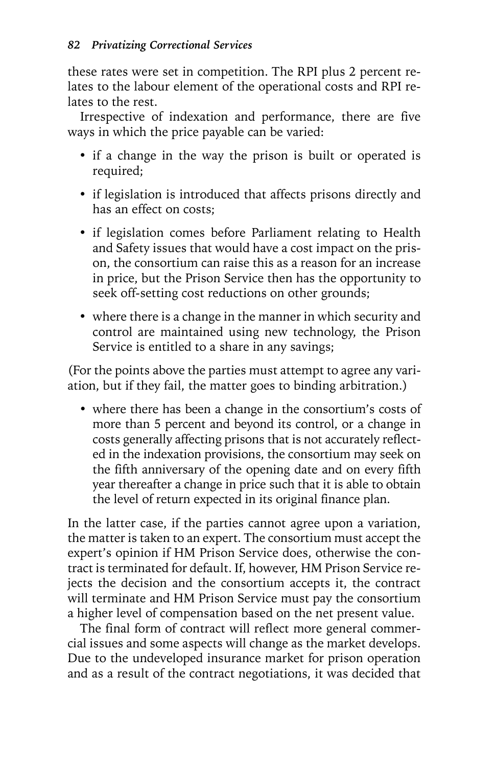these rates were set in competition. The RPI plus 2 percent relates to the labour element of the operational costs and RPI relates to the rest.

Irrespective of indexation and performance, there are five ways in which the price payable can be varied:

- if a change in the way the prison is built or operated is required;
- if legislation is introduced that affects prisons directly and has an effect on costs;
- if legislation comes before Parliament relating to Health and Safety issues that would have a cost impact on the prison, the consortium can raise this as a reason for an increase in price, but the Prison Service then has the opportunity to seek off-setting cost reductions on other grounds;
- where there is a change in the manner in which security and control are maintained using new technology, the Prison Service is entitled to a share in any savings;

(For the points above the parties must attempt to agree any variation, but if they fail, the matter goes to binding arbitration.)

- where there has been a change in the consortium's costs of more than 5 percent and beyond its control, or a change in costs generally affecting prisons that is not accurately reflected in the indexation provisions, the consortium may seek on the fifth anniversary of the opening date and on every fifth year thereafter a change in price such that it is able to obtain the level of return expected in its original finance plan.

In the latter case, if the parties cannot agree upon a variation, the matter is taken to an expert. The consortium must accept the expert's opinion if HM Prison Service does, otherwise the contract is terminated for default. If, however, HM Prison Service rejects the decision and the consortium accepts it, the contract will terminate and HM Prison Service must pay the consortium a higher level of compensation based on the net present value.

The final form of contract will reflect more general commercial issues and some aspects will change as the market develops. Due to the undeveloped insurance market for prison operation and as a result of the contract negotiations, it was decided that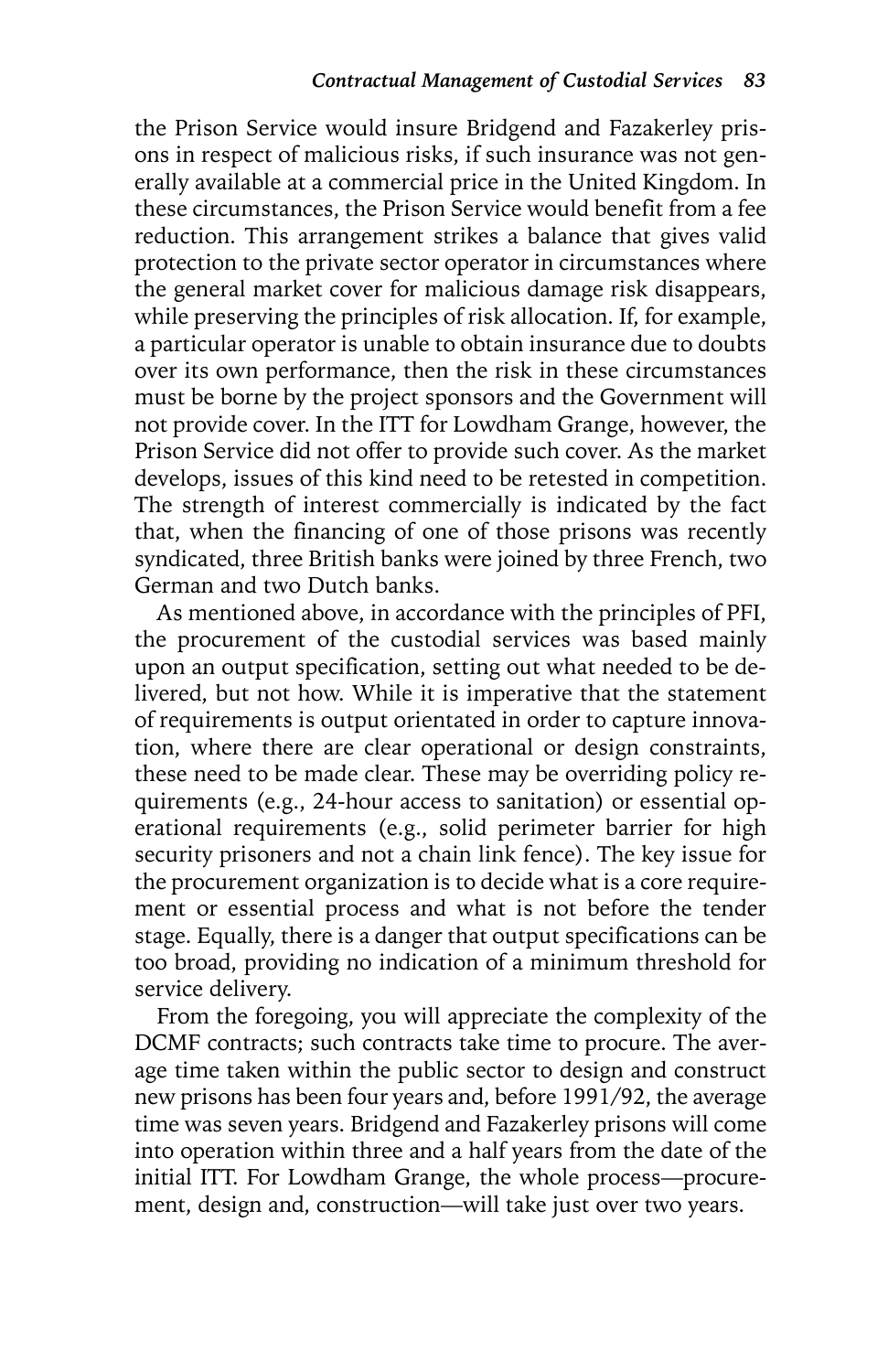the Prison Service would insure Bridgend and Fazakerley prisons in respect of malicious risks, if such insurance was not generally available at a commercial price in the United Kingdom. In these circumstances, the Prison Service would benefit from a fee reduction. This arrangement strikes a balance that gives valid protection to the private sector operator in circumstances where the general market cover for malicious damage risk disappears, while preserving the principles of risk allocation. If, for example, a particular operator is unable to obtain insurance due to doubts over its own performance, then the risk in these circumstances must be borne by the project sponsors and the Government will not provide cover. In the ITT for Lowdham Grange, however, the Prison Service did not offer to provide such cover. As the market develops, issues of this kind need to be retested in competition. The strength of interest commercially is indicated by the fact that, when the financing of one of those prisons was recently syndicated, three British banks were joined by three French, two German and two Dutch banks.

As mentioned above, in accordance with the principles of PFI, the procurement of the custodial services was based mainly upon an output specification, setting out what needed to be delivered, but not how. While it is imperative that the statement of requirements is output orientated in order to capture innovation, where there are clear operational or design constraints, these need to be made clear. These may be overriding policy requirements (e.g., 24-hour access to sanitation) or essential operational requirements (e.g., solid perimeter barrier for high security prisoners and not a chain link fence). The key issue for the procurement organization is to decide what is a core requirement or essential process and what is not before the tender stage. Equally, there is a danger that output specifications can be too broad, providing no indication of a minimum threshold for service delivery.

From the foregoing, you will appreciate the complexity of the DCMF contracts; such contracts take time to procure. The average time taken within the public sector to design and construct new prisons has been four years and, before 1991/92, the average time was seven years. Bridgend and Fazakerley prisons will come into operation within three and a half years from the date of the initial ITT. For Lowdham Grange, the whole process—procurement, design and, construction—will take just over two years.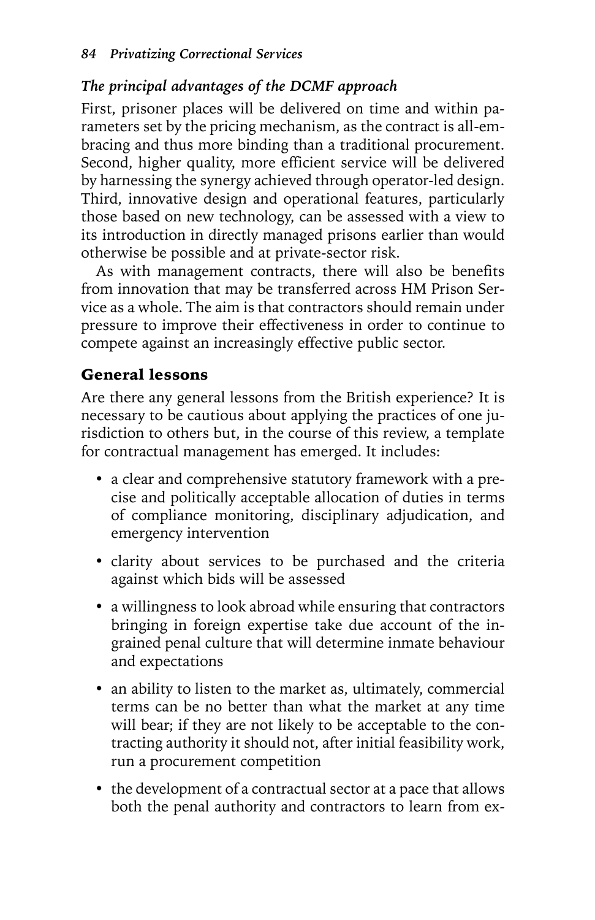### *The principal advantages of the DCMF approach*

First, prisoner places will be delivered on time and within parameters set by the pricing mechanism, as the contract is all-embracing and thus more binding than a traditional procurement. Second, higher quality, more efficient service will be delivered by harnessing the synergy achieved through operator-led design. Third, innovative design and operational features, particularly those based on new technology, can be assessed with a view to its introduction in directly managed prisons earlier than would otherwise be possible and at private-sector risk.

As with management contracts, there will also be benefits from innovation that may be transferred across HM Prison Service as a whole. The aim is that contractors should remain under pressure to improve their effectiveness in order to continue to compete against an increasingly effective public sector.

## General lessons

Are there any general lessons from the British experience? It is necessary to be cautious about applying the practices of one jurisdiction to others but, in the course of this review, a template for contractual management has emerged. It includes:

- a clear and comprehensive statutory framework with a precise and politically acceptable allocation of duties in terms of compliance monitoring, disciplinary adjudication, and emergency intervention
- clarity about services to be purchased and the criteria against which bids will be assessed
- a willingness to look abroad while ensuring that contractors bringing in foreign expertise take due account of the ingrained penal culture that will determine inmate behaviour and expectations
- an ability to listen to the market as, ultimately, commercial terms can be no better than what the market at any time will bear; if they are not likely to be acceptable to the contracting authority it should not, after initial feasibility work, run a procurement competition
- the development of a contractual sector at a pace that allows both the penal authority and contractors to learn from ex-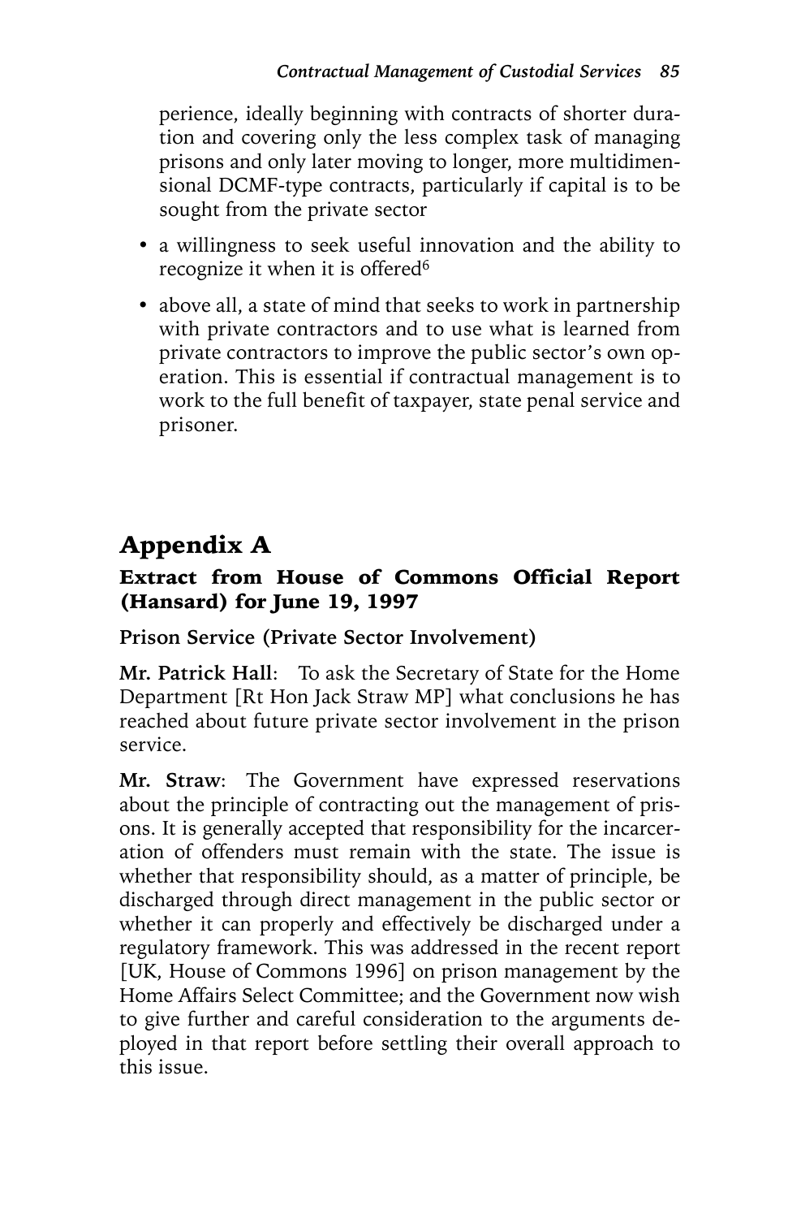perience, ideally beginning with contracts of shorter duration and covering only the less complex task of managing prisons and only later moving to longer, more multidimensional DCMF-type contracts, particularly if capital is to be sought from the private sector

- a willingness to seek useful innovation and the ability to recognize it when it is offered[6]
- above all, a state of mind that seeks to work in partnership with private contractors and to use what is learned from private contractors to improve the public sector's own operation. This is essential if contractual management is to work to the full benefit of taxpayer, state penal service and prisoner.

## Appendix A

### Extract from House of Commons Official Report (Hansard) for June 19, 1997

**Prison Service (Private Sector Involvement)**

**Mr. Patrick Hall**: To ask the Secretary of State for the Home Department [Rt Hon Jack Straw MP] what conclusions he has reached about future private sector involvement in the prison service.

**Mr. Straw**: The Government have expressed reservations about the principle of contracting out the management of prisons. It is generally accepted that responsibility for the incarceration of offenders must remain with the state. The issue is whether that responsibility should, as a matter of principle, be discharged through direct management in the public sector or whether it can properly and effectively be discharged under a regulatory framework. This was addressed in the recent report [UK, House of Commons 1996] on prison management by the Home Affairs Select Committee; and the Government now wish to give further and careful consideration to the arguments deployed in that report before settling their overall approach to this issue.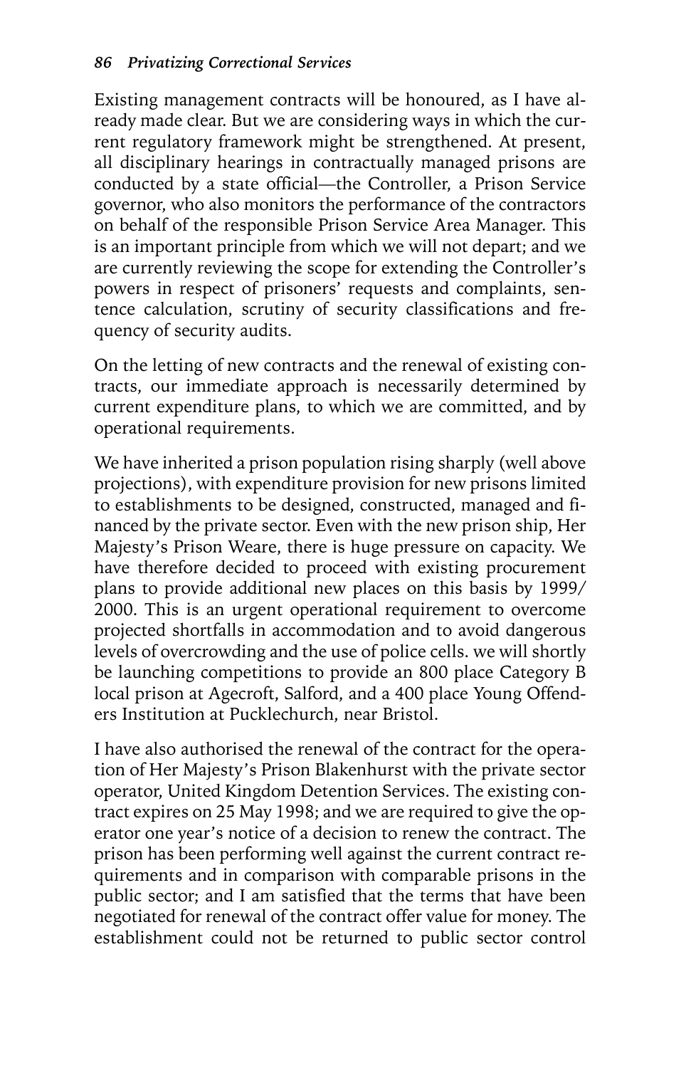Existing management contracts will be honoured, as I have already made clear. But we are considering ways in which the current regulatory framework might be strengthened. At present, all disciplinary hearings in contractually managed prisons are conducted by a state official—the Controller, a Prison Service governor, who also monitors the performance of the contractors on behalf of the responsible Prison Service Area Manager. This is an important principle from which we will not depart; and we are currently reviewing the scope for extending the Controller's powers in respect of prisoners' requests and complaints, sentence calculation, scrutiny of security classifications and frequency of security audits.

On the letting of new contracts and the renewal of existing contracts, our immediate approach is necessarily determined by current expenditure plans, to which we are committed, and by operational requirements.

We have inherited a prison population rising sharply (well above projections), with expenditure provision for new prisons limited to establishments to be designed, constructed, managed and financed by the private sector. Even with the new prison ship, Her Majesty's Prison Weare, there is huge pressure on capacity. We have therefore decided to proceed with existing procurement plans to provide additional new places on this basis by 1999/2000. This is an urgent operational requirement to overcome projected shortfalls in accommodation and to avoid dangerous levels of overcrowding and the use of police cells. we will shortly be launching competitions to provide an 800 place Category B local prison at Agecroft, Salford, and a 400 place Young Offenders Institution at Pucklechurch, near Bristol.

I have also authorised the renewal of the contract for the operation of Her Majesty's Prison Blakenhurst with the private sector operator, United Kingdom Detention Services. The existing contract expires on 25 May 1998; and we are required to give the operator one year's notice of a decision to renew the contract. The prison has been performing well against the current contract requirements and in comparison with comparable prisons in the public sector; and I am satisfied that the terms that have been negotiated for renewal of the contract offer value for money. The establishment could not be returned to public sector control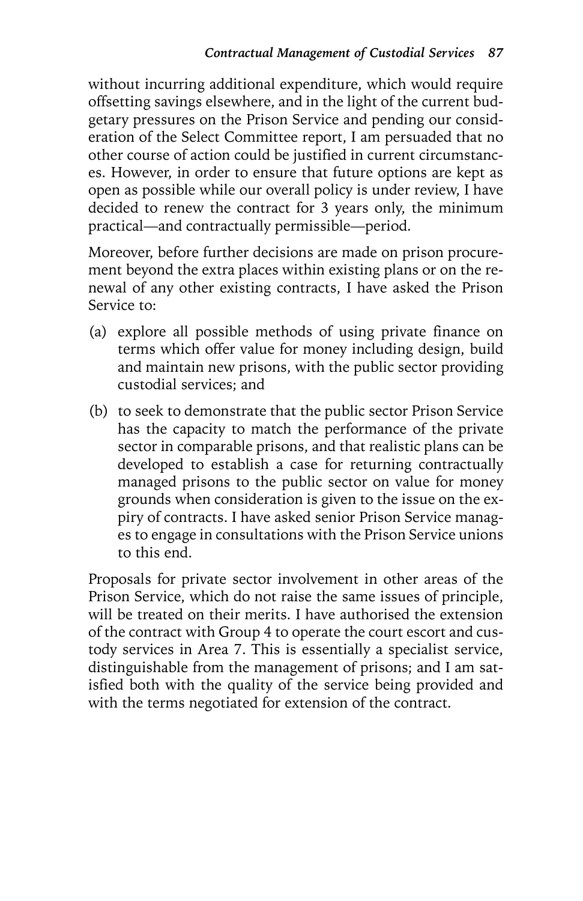without incurring additional expenditure, which would require offsetting savings elsewhere, and in the light of the current budgetary pressures on the Prison Service and pending our consideration of the Select Committee report, I am persuaded that no other course of action could be justified in current circumstances. However, in order to ensure that future options are kept as open as possible while our overall policy is under review, I have decided to renew the contract for 3 years only, the minimum practical—and contractually permissible—period.

Moreover, before further decisions are made on prison procurement beyond the extra places within existing plans or on the renewal of any other existing contracts, I have asked the Prison Service to:

(a) explore all possible methods of using private finance on terms which offer value for money including design, build and maintain new prisons, with the public sector providing custodial services; and

(b) to seek to demonstrate that the public sector Prison Service has the capacity to match the performance of the private sector in comparable prisons, and that realistic plans can be developed to establish a case for returning contractually managed prisons to the public sector on value for money grounds when consideration is given to the issue on the expiry of contracts. I have asked senior Prison Service manages to engage in consultations with the Prison Service unions to this end.

Proposals for private sector involvement in other areas of the Prison Service, which do not raise the same issues of principle, will be treated on their merits. I have authorised the extension of the contract with Group 4 to operate the court escort and custody services in Area 7. This is essentially a specialist service, distinguishable from the management of prisons; and I am satisfied both with the quality of the service being provided and with the terms negotiated for extension of the contract.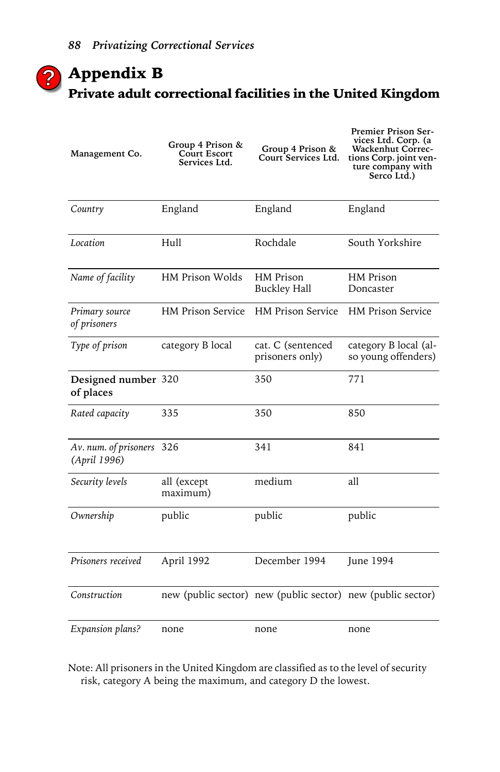# Appendix B

## Private adult correctional facilities in the United Kingdom

| Management Co. | Group 4 Prison & Court Escort Services Ltd. | Group 4 Prison & Court Services Ltd. | Premier Prison Services Ltd. Corp. (a Wackenhut Corrections Corp. joint venture company with Serco Ltd.) |
|---|---|---|---|
| *Country* | England | England | England |
| *Location* | Hull | Rochdale | South Yorkshire |
| *Name of facility* | HM Prison Wolds | HM Prison Buckley Hall | HM Prison Doncaster |
| *Primary source of prisoners* | HM Prison Service | HM Prison Service | HM Prison Service |
| *Type of prison* | category B local | cat. C (sentenced prisoners only) | category B local (also young offenders) |
| **Designed number of places** | 320 | 350 | 771 |
| *Rated capacity* | 335 | 350 | 850 |
| *Av. num. of prisoners (April 1996)* | 326 | 341 | 841 |
| *Security levels* | all (except maximum) | medium | all |
| *Ownership* | public | public | public |
| *Prisoners received* | April 1992 | December 1994 | June 1994 |
| *Construction* | new (public sector) | new (public sector) | new (public sector) |
| *Expansion plans?* | none | none | none |

Note: All prisoners in the United Kingdom are classified as to the level of security risk, category A being the maximum, and category D the lowest.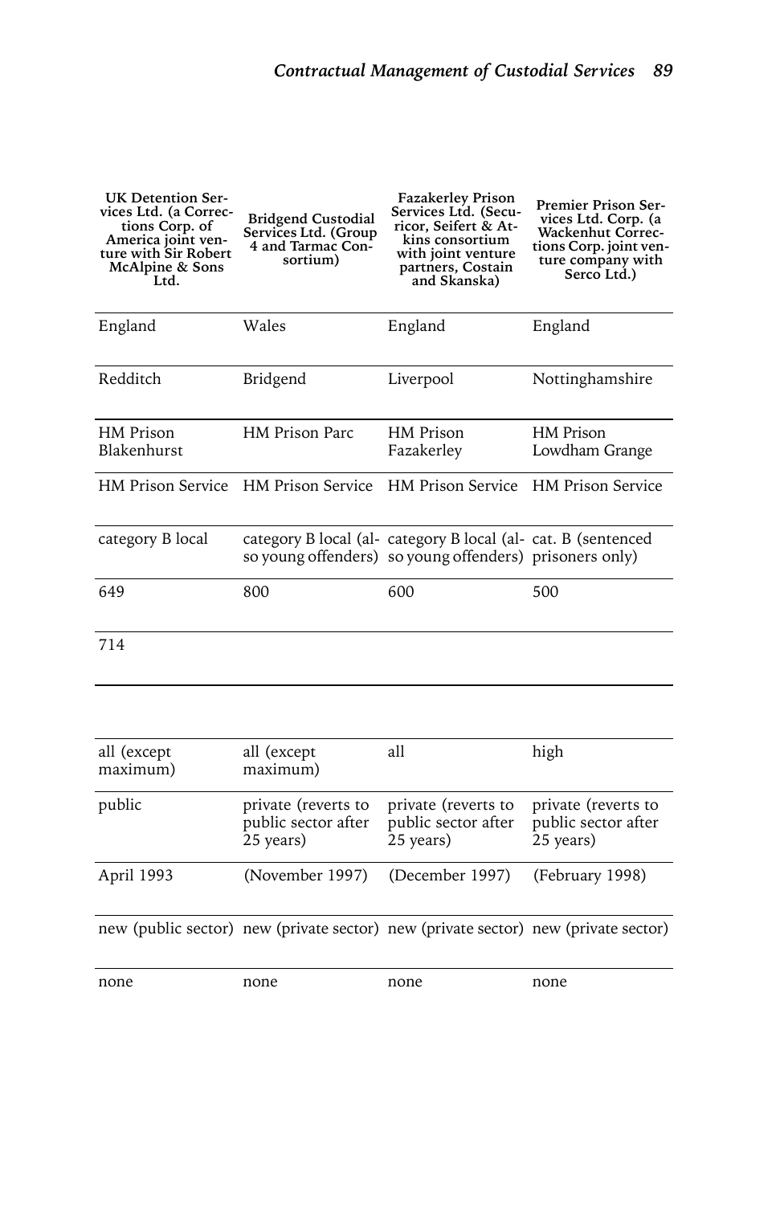| UK Detention Services Ltd. (a Corrections Corp. of America joint venture with Sir Robert McAlpine & Sons Ltd. | Bridgend Custodial Services Ltd. (Group 4 and Tarmac Consortium) | Fazakerley Prison Services Ltd. (Securicor, Seifert & Atkins consortium with joint venture partners, Costain and Skanska) | Premier Prison Services Ltd. Corp. (a Wackenhut Corrections Corp. joint venture company with Serco Ltd.) |
|---|---|---|---|
| England | Wales | England | England |
| Redditch | Bridgend | Liverpool | Nottinghamshire |
| HM Prison Blakenhurst | HM Prison Parc | HM Prison Fazakerley | HM Prison Lowdham Grange |
| HM Prison Service | HM Prison Service | HM Prison Service | HM Prison Service |
| category B local | category B local (also young offenders) | category B local (also young offenders) | cat. B (sentenced prisoners only) |
| 649 | 800 | 600 | 500 |
| 714 | | | |
| | | | |
| all (except maximum) | all (except maximum) | all | high |
| public | private (reverts to public sector after 25 years) | private (reverts to public sector after 25 years) | private (reverts to public sector after 25 years) |
| April 1993 | (November 1997) | (December 1997) | (February 1998) |
| new (public sector) | new (private sector) | new (private sector) | new (private sector) |
| none | none | none | none |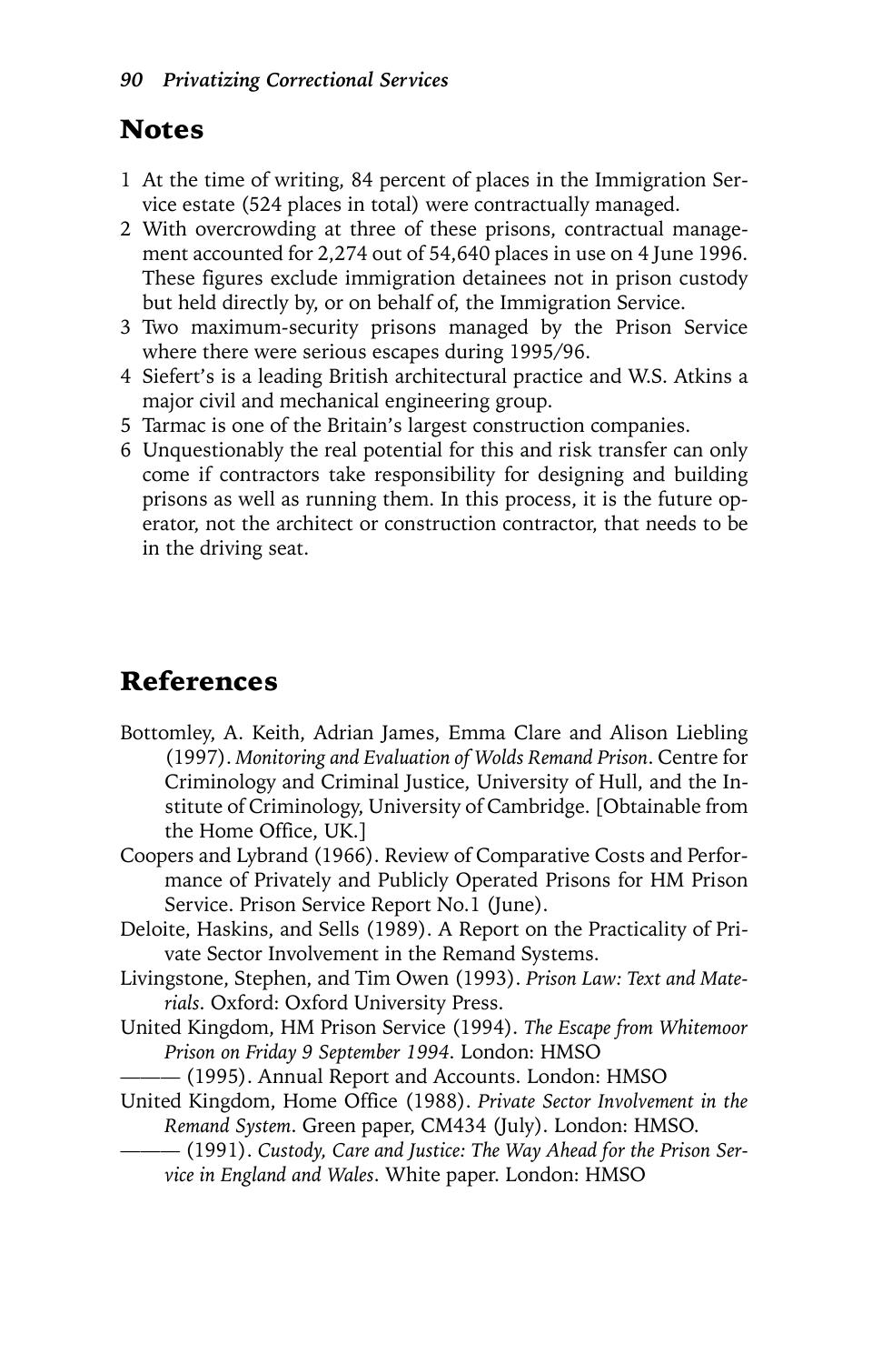## Notes

1 At the time of writing, 84 percent of places in the Immigration Service estate (524 places in total) were contractually managed.
2 With overcrowding at three of these prisons, contractual management accounted for 2,274 out of 54,640 places in use on 4 June 1996. These figures exclude immigration detainees not in prison custody but held directly by, or on behalf of, the Immigration Service.
3 Two maximum-security prisons managed by the Prison Service where there were serious escapes during 1995/96.
4 Siefert's is a leading British architectural practice and W.S. Atkins a major civil and mechanical engineering group.
5 Tarmac is one of the Britain's largest construction companies.
6 Unquestionably the real potential for this and risk transfer can only come if contractors take responsibility for designing and building prisons as well as running them. In this process, it is the future operator, not the architect or construction contractor, that needs to be in the driving seat.

## References

Bottomley, A. Keith, Adrian James, Emma Clare and Alison Liebling (1997). *Monitoring and Evaluation of Wolds Remand Prison*. Centre for Criminology and Criminal Justice, University of Hull, and the Institute of Criminology, University of Cambridge. [Obtainable from the Home Office, UK.]

Coopers and Lybrand (1966). Review of Comparative Costs and Performance of Privately and Publicly Operated Prisons for HM Prison Service. Prison Service Report No.1 (June).

Deloite, Haskins, and Sells (1989). A Report on the Practicality of Private Sector Involvement in the Remand Systems.

Livingstone, Stephen, and Tim Owen (1993). *Prison Law: Text and Materials*. Oxford: Oxford University Press.

United Kingdom, HM Prison Service (1994). *The Escape from Whitemoor Prison on Friday 9 September 1994*. London: HMSO

——— (1995). Annual Report and Accounts. London: HMSO

United Kingdom, Home Office (1988). *Private Sector Involvement in the Remand System*. Green paper, CM434 (July). London: HMSO.

——— (1991). *Custody, Care and Justice: The Way Ahead for the Prison Service in England and Wales*. White paper. London: HMSO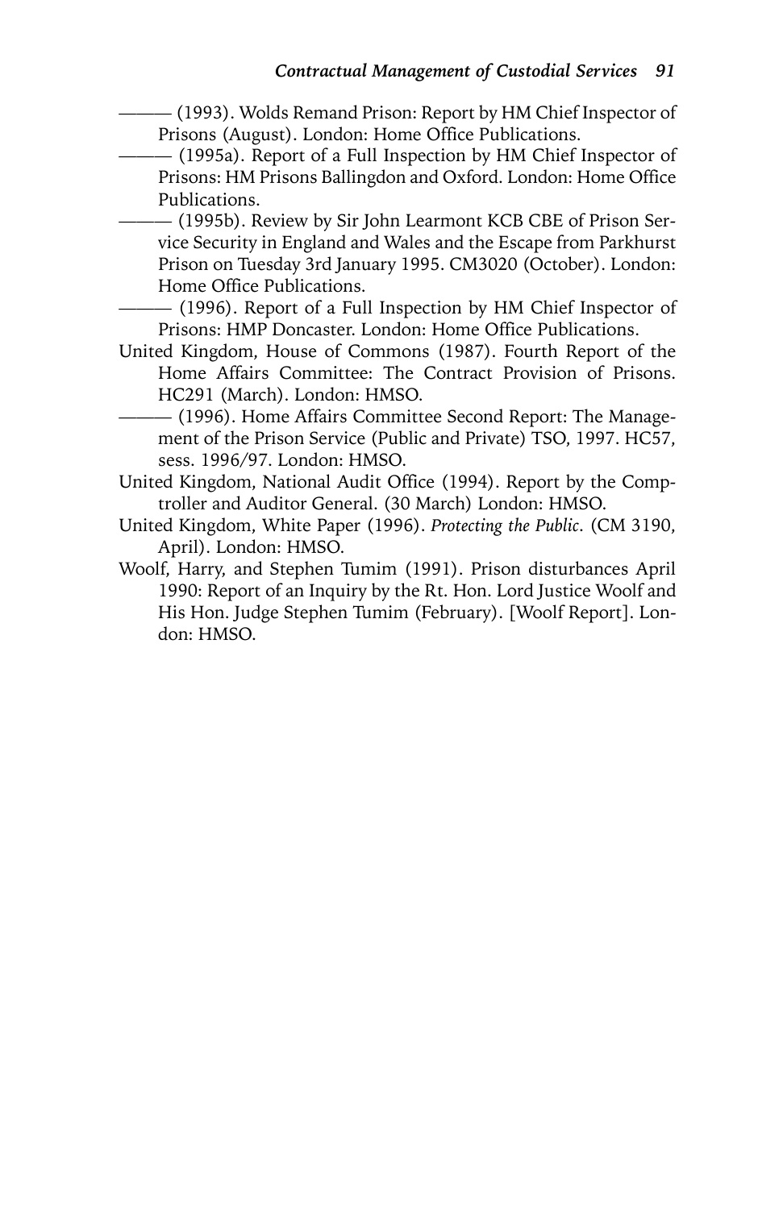——— (1993). Wolds Remand Prison: Report by HM Chief Inspector of Prisons (August). London: Home Office Publications.

——— (1995a). Report of a Full Inspection by HM Chief Inspector of Prisons: HM Prisons Ballingdon and Oxford. London: Home Office Publications.

——— (1995b). Review by Sir John Learmont KCB CBE of Prison Service Security in England and Wales and the Escape from Parkhurst Prison on Tuesday 3rd January 1995. CM3020 (October). London: Home Office Publications.

——— (1996). Report of a Full Inspection by HM Chief Inspector of Prisons: HMP Doncaster. London: Home Office Publications.

United Kingdom, House of Commons (1987). Fourth Report of the Home Affairs Committee: The Contract Provision of Prisons. HC291 (March). London: HMSO.

——— (1996). Home Affairs Committee Second Report: The Management of the Prison Service (Public and Private) TSO, 1997. HC57, sess. 1996/97. London: HMSO.

United Kingdom, National Audit Office (1994). Report by the Comptroller and Auditor General. (30 March) London: HMSO.

United Kingdom, White Paper (1996). *Protecting the Public*. (CM 3190, April). London: HMSO.

Woolf, Harry, and Stephen Tumim (1991). Prison disturbances April 1990: Report of an Inquiry by the Rt. Hon. Lord Justice Woolf and His Hon. Judge Stephen Tumim (February). [Woolf Report]. London: HMSO.